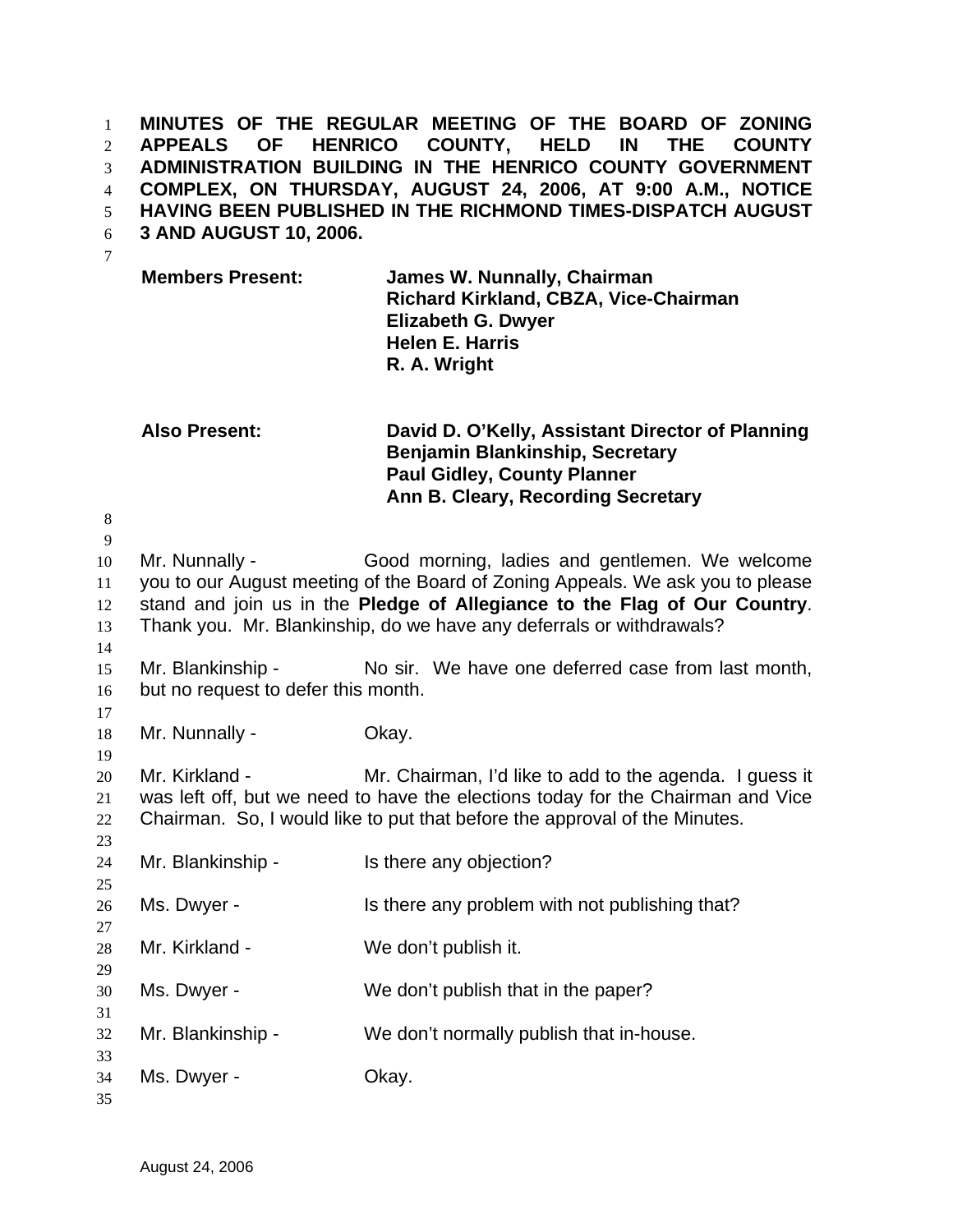**MINUTES OF THE REGULAR MEETING OF THE BOARD OF ZONING APPEALS OF HENRICO COUNTY, HELD IN THE COUNTY ADMINISTRATION BUILDING IN THE HENRICO COUNTY GOVERNMENT COMPLEX, ON THURSDAY, AUGUST 24, 2006, AT 9:00 A.M., NOTICE HAVING BEEN PUBLISHED IN THE RICHMOND TIMES-DISPATCH AUGUST 3 AND AUGUST 10, 2006.**

| | |
|---|---|
| **Members Present:** | **James W. Nunnally, Chairman** |
| | **Richard Kirkland, CBZA, Vice-Chairman** |
| | **Elizabeth G. Dwyer** |
| | **Helen E. Harris** |
| | **R. A. Wright** |
| **Also Present:** | **David D. O'Kelly, Assistant Director of Planning** |
| | **Benjamin Blankinship, Secretary** |
| | **Paul Gidley, County Planner** |
| | **Ann B. Cleary, Recording Secretary** |

Mr. Nunnally - Good morning, ladies and gentlemen. We welcome you to our August meeting of the Board of Zoning Appeals. We ask you to please stand and join us in the **Pledge of Allegiance to the Flag of Our Country**. Thank you. Mr. Blankinship, do we have any deferrals or withdrawals?

Mr. Blankinship - No sir. We have one deferred case from last month, but no request to defer this month.

Mr. Nunnally - Okay.

Mr. Kirkland - Mr. Chairman, I'd like to add to the agenda. I guess it was left off, but we need to have the elections today for the Chairman and Vice Chairman. So, I would like to put that before the approval of the Minutes.

Mr. Blankinship - Is there any objection?

Ms. Dwyer - Is there any problem with not publishing that?

Mr. Kirkland - We don't publish it.

Ms. Dwyer - We don't publish that in the paper?

Mr. Blankinship - We don't normally publish that in-house.

Ms. Dwyer - Okay.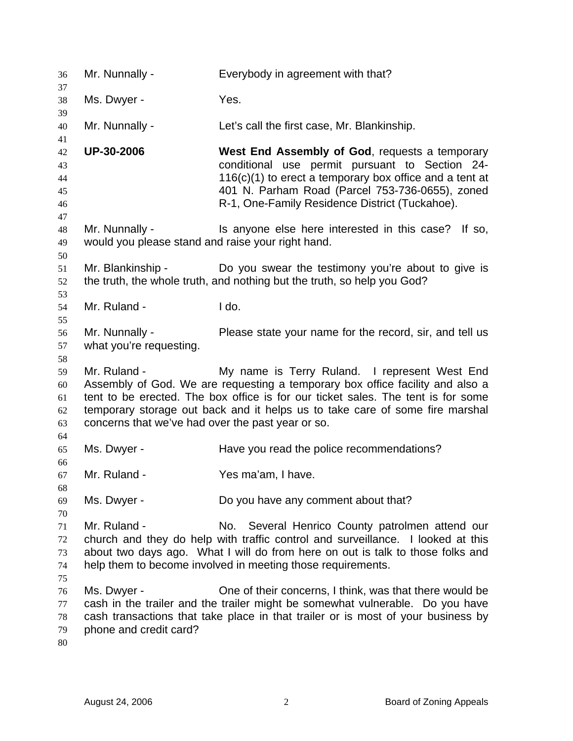Mr. Nunnally - Everybody in agreement with that?

Ms. Dwyer - Yes.

Mr. Nunnally - Let's call the first case, Mr. Blankinship.

**UP-30-2006** **West End Assembly of God**, requests a temporary conditional use permit pursuant to Section 24-116(c)(1) to erect a temporary box office and a tent at 401 N. Parham Road (Parcel 753-736-0655), zoned R-1, One-Family Residence District (Tuckahoe).

Mr. Nunnally - Is anyone else here interested in this case? If so, would you please stand and raise your right hand.

Mr. Blankinship - Do you swear the testimony you're about to give is the truth, the whole truth, and nothing but the truth, so help you God?

Mr. Ruland - I do.

Mr. Nunnally - Please state your name for the record, sir, and tell us what you're requesting.

Mr. Ruland - My name is Terry Ruland. I represent West End Assembly of God. We are requesting a temporary box office facility and also a tent to be erected. The box office is for our ticket sales. The tent is for some temporary storage out back and it helps us to take care of some fire marshal concerns that we've had over the past year or so.

Ms. Dwyer - Have you read the police recommendations?

Mr. Ruland - Yes ma'am, I have.

Ms. Dwyer - Do you have any comment about that?

Mr. Ruland - No. Several Henrico County patrolmen attend our church and they do help with traffic control and surveillance. I looked at this about two days ago. What I will do from here on out is talk to those folks and help them to become involved in meeting those requirements.

Ms. Dwyer - One of their concerns, I think, was that there would be cash in the trailer and the trailer might be somewhat vulnerable. Do you have cash transactions that take place in that trailer or is most of your business by phone and credit card?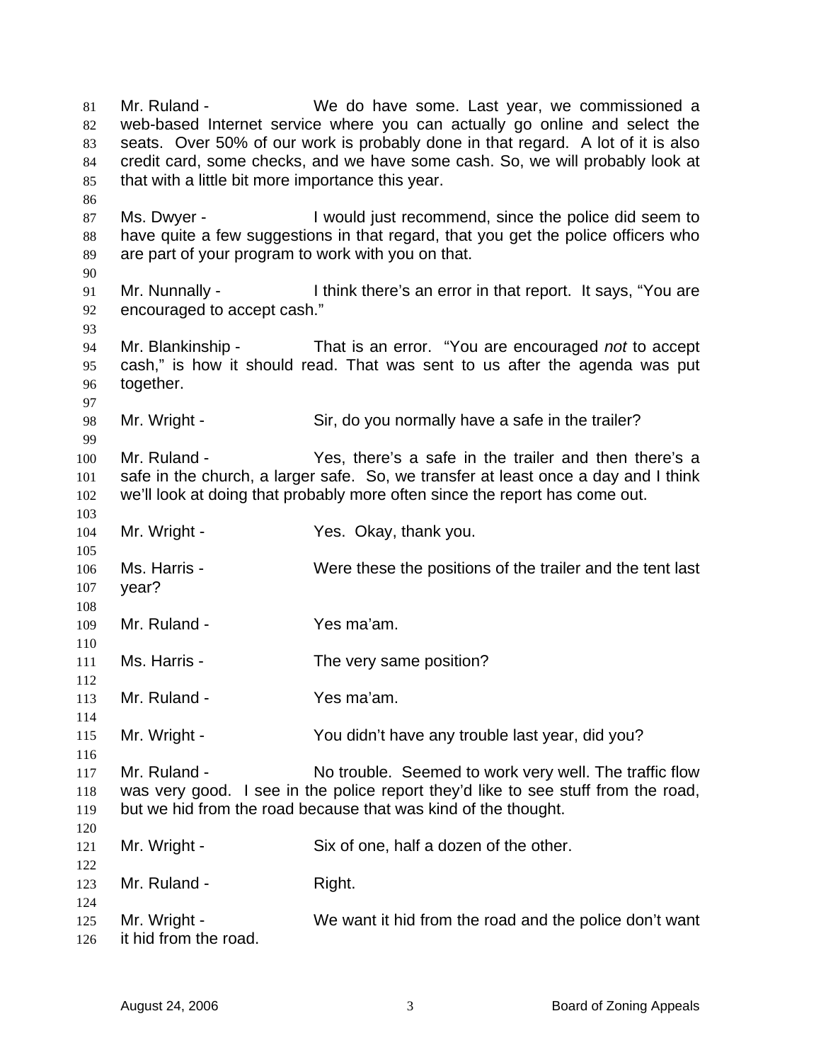Mr. Ruland - We do have some. Last year, we commissioned a web-based Internet service where you can actually go online and select the seats. Over 50% of our work is probably done in that regard. A lot of it is also credit card, some checks, and we have some cash. So, we will probably look at that with a little bit more importance this year.

Ms. Dwyer - I would just recommend, since the police did seem to have quite a few suggestions in that regard, that you get the police officers who are part of your program to work with you on that.

Mr. Nunnally - I think there's an error in that report. It says, "You are encouraged to accept cash."

Mr. Blankinship - That is an error. "You are encouraged *not* to accept cash," is how it should read. That was sent to us after the agenda was put together.

Mr. Wright - Sir, do you normally have a safe in the trailer?

Mr. Ruland - Yes, there's a safe in the trailer and then there's a safe in the church, a larger safe. So, we transfer at least once a day and I think we'll look at doing that probably more often since the report has come out.

Mr. Wright - Yes. Okay, thank you.

Ms. Harris - Were these the positions of the trailer and the tent last year?

Mr. Ruland - Yes ma'am.

Ms. Harris - The very same position?

Mr. Ruland - Yes ma'am.

Mr. Wright - You didn't have any trouble last year, did you?

Mr. Ruland - No trouble. Seemed to work very well. The traffic flow was very good. I see in the police report they'd like to see stuff from the road, but we hid from the road because that was kind of the thought.

Mr. Wright - Six of one, half a dozen of the other.

Mr. Ruland - Right.

Mr. Wright - We want it hid from the road and the police don't want it hid from the road.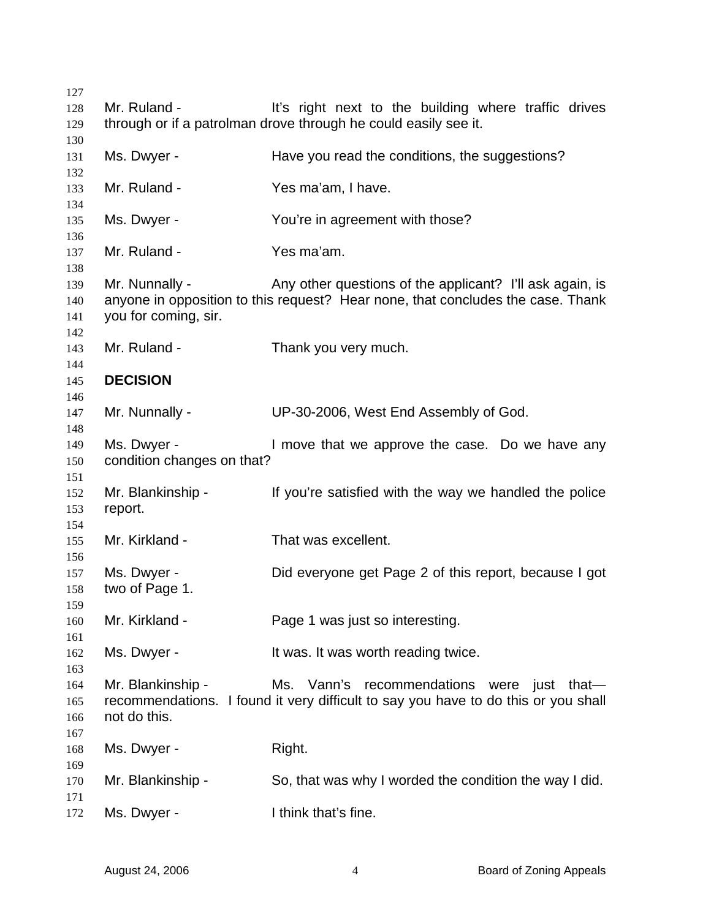Mr. Ruland - It's right next to the building where traffic drives through or if a patrolman drove through he could easily see it.

Ms. Dwyer - Have you read the conditions, the suggestions?

Mr. Ruland - Yes ma'am, I have.

Ms. Dwyer - You're in agreement with those?

Mr. Ruland - Yes ma'am.

Mr. Nunnally - Any other questions of the applicant? I'll ask again, is anyone in opposition to this request? Hear none, that concludes the case. Thank you for coming, sir.

Mr. Ruland - Thank you very much.

**DECISION**

Mr. Nunnally - UP-30-2006, West End Assembly of God.

Ms. Dwyer - I move that we approve the case. Do we have any condition changes on that?

Mr. Blankinship - If you're satisfied with the way we handled the police report.

Mr. Kirkland - That was excellent.

Ms. Dwyer - Did everyone get Page 2 of this report, because I got two of Page 1.

Mr. Kirkland - Page 1 was just so interesting.

Ms. Dwyer - It was. It was worth reading twice.

Mr. Blankinship - Ms. Vann's recommendations were just that—recommendations. I found it very difficult to say you have to do this or you shall not do this.

Ms. Dwyer - Right.

Mr. Blankinship - So, that was why I worded the condition the way I did.

Ms. Dwyer - I think that's fine.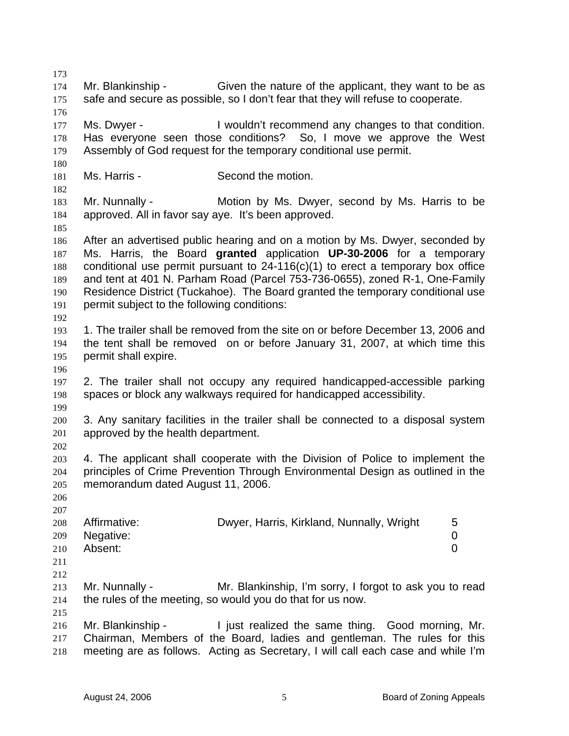Mr. Blankinship - Given the nature of the applicant, they want to be as safe and secure as possible, so I don't fear that they will refuse to cooperate.

Ms. Dwyer - I wouldn't recommend any changes to that condition. Has everyone seen those conditions? So, I move we approve the West Assembly of God request for the temporary conditional use permit.

Ms. Harris - Second the motion.

Mr. Nunnally - Motion by Ms. Dwyer, second by Ms. Harris to be approved. All in favor say aye. It's been approved.

After an advertised public hearing and on a motion by Ms. Dwyer, seconded by Ms. Harris, the Board **granted** application **UP-30-2006** for a temporary conditional use permit pursuant to 24-116(c)(1) to erect a temporary box office and tent at 401 N. Parham Road (Parcel 753-736-0655), zoned R-1, One-Family Residence District (Tuckahoe). The Board granted the temporary conditional use permit subject to the following conditions:

1. The trailer shall be removed from the site on or before December 13, 2006 and the tent shall be removed on or before January 31, 2007, at which time this permit shall expire.

2. The trailer shall not occupy any required handicapped-accessible parking spaces or block any walkways required for handicapped accessibility.

3. Any sanitary facilities in the trailer shall be connected to a disposal system approved by the health department.

4. The applicant shall cooperate with the Division of Police to implement the principles of Crime Prevention Through Environmental Design as outlined in the memorandum dated August 11, 2006.

| | | |
|---|---|---|
| Affirmative: | Dwyer, Harris, Kirkland, Nunnally, Wright | 5 |
| Negative: | | 0 |
| Absent: | | 0 |

Mr. Nunnally - Mr. Blankinship, I'm sorry, I forgot to ask you to read the rules of the meeting, so would you do that for us now.

Mr. Blankinship - I just realized the same thing. Good morning, Mr. Chairman, Members of the Board, ladies and gentleman. The rules for this meeting are as follows. Acting as Secretary, I will call each case and while I'm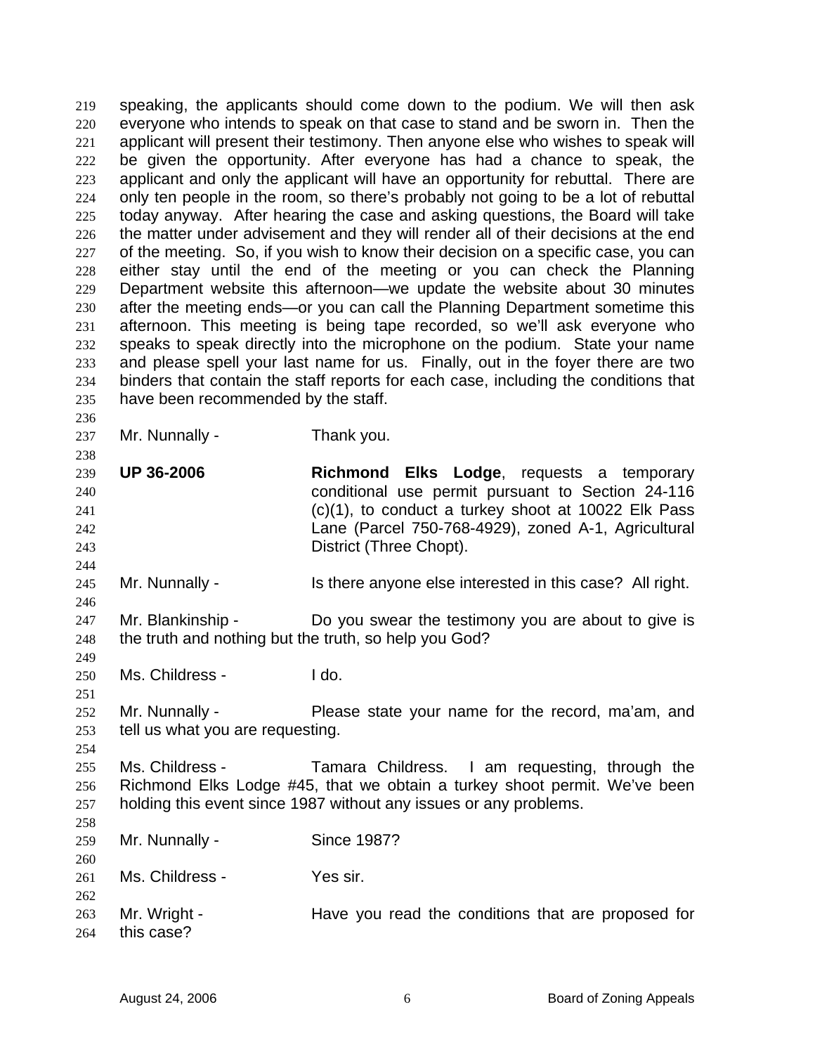speaking, the applicants should come down to the podium. We will then ask everyone who intends to speak on that case to stand and be sworn in. Then the applicant will present their testimony. Then anyone else who wishes to speak will be given the opportunity. After everyone has had a chance to speak, the applicant and only the applicant will have an opportunity for rebuttal. There are only ten people in the room, so there's probably not going to be a lot of rebuttal today anyway. After hearing the case and asking questions, the Board will take the matter under advisement and they will render all of their decisions at the end of the meeting. So, if you wish to know their decision on a specific case, you can either stay until the end of the meeting or you can check the Planning Department website this afternoon—we update the website about 30 minutes after the meeting ends—or you can call the Planning Department sometime this afternoon. This meeting is being tape recorded, so we'll ask everyone who speaks to speak directly into the microphone on the podium. State your name and please spell your last name for us. Finally, out in the foyer there are two binders that contain the staff reports for each case, including the conditions that have been recommended by the staff.

Mr. Nunnally - Thank you.

**UP 36-2006** **Richmond Elks Lodge**, requests a temporary conditional use permit pursuant to Section 24-116 (c)(1), to conduct a turkey shoot at 10022 Elk Pass Lane (Parcel 750-768-4929), zoned A-1, Agricultural District (Three Chopt).

Mr. Nunnally - Is there anyone else interested in this case? All right.

Mr. Blankinship - Do you swear the testimony you are about to give is the truth and nothing but the truth, so help you God?

Ms. Childress - I do.

Mr. Nunnally - Please state your name for the record, ma'am, and tell us what you are requesting.

Ms. Childress - Tamara Childress. I am requesting, through the Richmond Elks Lodge #45, that we obtain a turkey shoot permit. We've been holding this event since 1987 without any issues or any problems.

Mr. Nunnally - Since 1987?

Ms. Childress - Yes sir.

Mr. Wright - Have you read the conditions that are proposed for this case?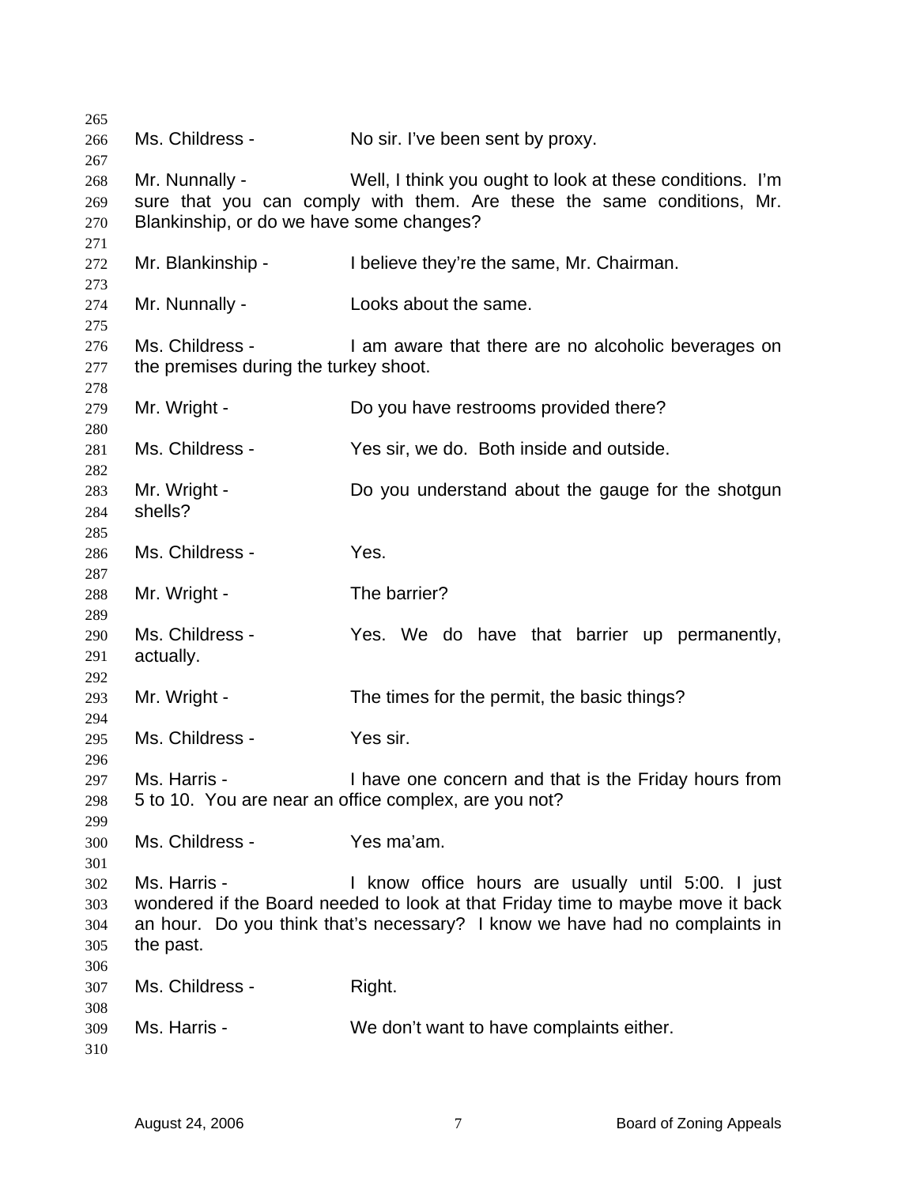Ms. Childress - No sir. I've been sent by proxy.

Mr. Nunnally - Well, I think you ought to look at these conditions. I'm sure that you can comply with them. Are these the same conditions, Mr. Blankinship, or do we have some changes?

Mr. Blankinship - I believe they're the same, Mr. Chairman.

Mr. Nunnally - Looks about the same.

Ms. Childress - I am aware that there are no alcoholic beverages on the premises during the turkey shoot.

Mr. Wright - Do you have restrooms provided there?

Ms. Childress - Yes sir, we do. Both inside and outside.

Mr. Wright - Do you understand about the gauge for the shotgun shells?

Ms. Childress - Yes.

Mr. Wright - The barrier?

Ms. Childress - Yes. We do have that barrier up permanently, actually.

Mr. Wright - The times for the permit, the basic things?

Ms. Childress - Yes sir.

Ms. Harris - I have one concern and that is the Friday hours from 5 to 10. You are near an office complex, are you not?

Ms. Childress - Yes ma'am.

Ms. Harris - I know office hours are usually until 5:00. I just wondered if the Board needed to look at that Friday time to maybe move it back an hour. Do you think that's necessary? I know we have had no complaints in the past.

Ms. Childress - Right.

Ms. Harris - We don't want to have complaints either.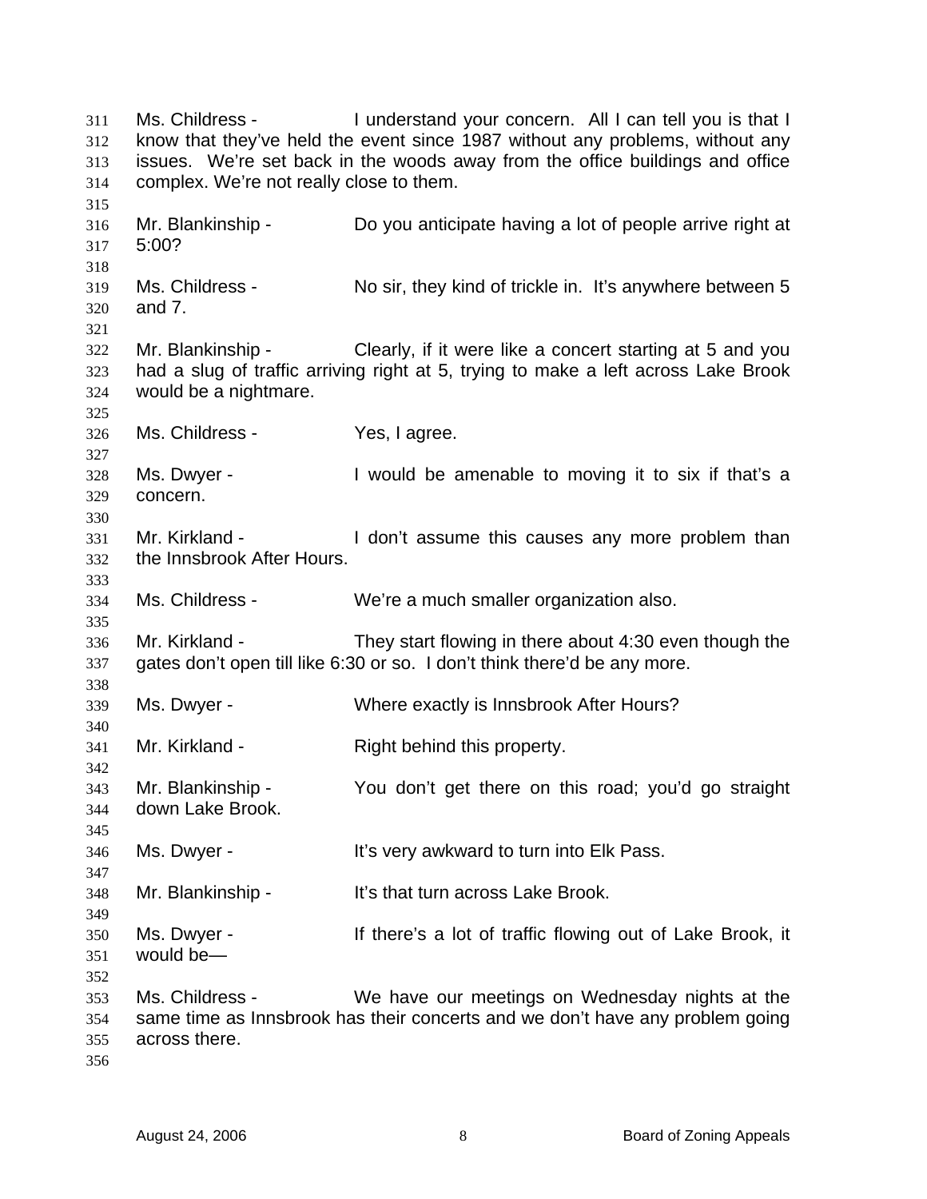Ms. Childress - I understand your concern. All I can tell you is that I know that they've held the event since 1987 without any problems, without any issues. We're set back in the woods away from the office buildings and office complex. We're not really close to them.

Mr. Blankinship - Do you anticipate having a lot of people arrive right at 5:00?

Ms. Childress - No sir, they kind of trickle in. It's anywhere between 5 and 7.

Mr. Blankinship - Clearly, if it were like a concert starting at 5 and you had a slug of traffic arriving right at 5, trying to make a left across Lake Brook would be a nightmare.

Ms. Childress - Yes, I agree.

Ms. Dwyer - I would be amenable to moving it to six if that's a concern.

Mr. Kirkland - I don't assume this causes any more problem than the Innsbrook After Hours.

Ms. Childress - We're a much smaller organization also.

Mr. Kirkland - They start flowing in there about 4:30 even though the gates don't open till like 6:30 or so. I don't think there'd be any more.

Ms. Dwyer - Where exactly is Innsbrook After Hours?

Mr. Kirkland - Right behind this property.

Mr. Blankinship - You don't get there on this road; you'd go straight down Lake Brook.

Ms. Dwyer - It's very awkward to turn into Elk Pass.

Mr. Blankinship - It's that turn across Lake Brook.

Ms. Dwyer - If there's a lot of traffic flowing out of Lake Brook, it would be—

Ms. Childress - We have our meetings on Wednesday nights at the same time as Innsbrook has their concerts and we don't have any problem going across there.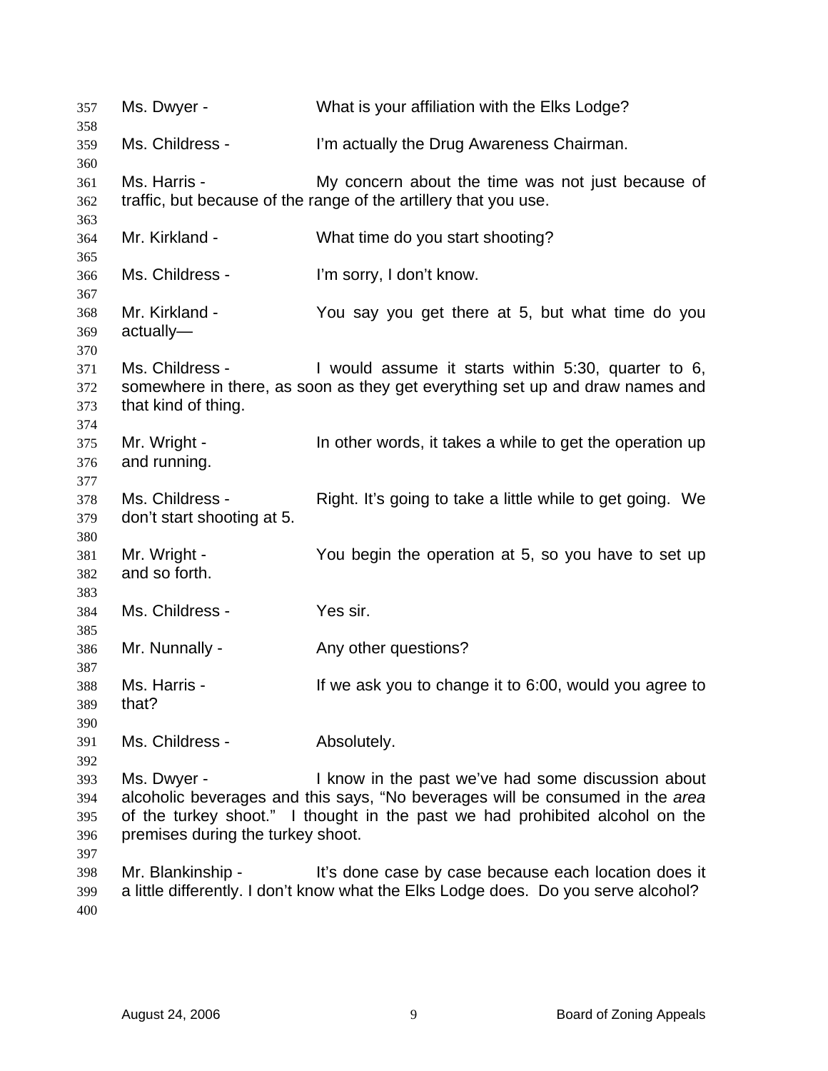Ms. Dwyer - What is your affiliation with the Elks Lodge?

Ms. Childress - I'm actually the Drug Awareness Chairman.

Ms. Harris - My concern about the time was not just because of traffic, but because of the range of the artillery that you use.

Mr. Kirkland - What time do you start shooting?

Ms. Childress - I'm sorry, I don't know.

Mr. Kirkland - You say you get there at 5, but what time do you actually—

Ms. Childress - I would assume it starts within 5:30, quarter to 6, somewhere in there, as soon as they get everything set up and draw names and that kind of thing.

Mr. Wright - In other words, it takes a while to get the operation up and running.

Ms. Childress - Right. It's going to take a little while to get going. We don't start shooting at 5.

Mr. Wright - You begin the operation at 5, so you have to set up and so forth.

Ms. Childress - Yes sir.

Mr. Nunnally - Any other questions?

Ms. Harris - If we ask you to change it to 6:00, would you agree to that?

Ms. Childress - Absolutely.

Ms. Dwyer - I know in the past we've had some discussion about alcoholic beverages and this says, "No beverages will be consumed in the *area* of the turkey shoot." I thought in the past we had prohibited alcohol on the premises during the turkey shoot.

Mr. Blankinship - It's done case by case because each location does it a little differently. I don't know what the Elks Lodge does. Do you serve alcohol?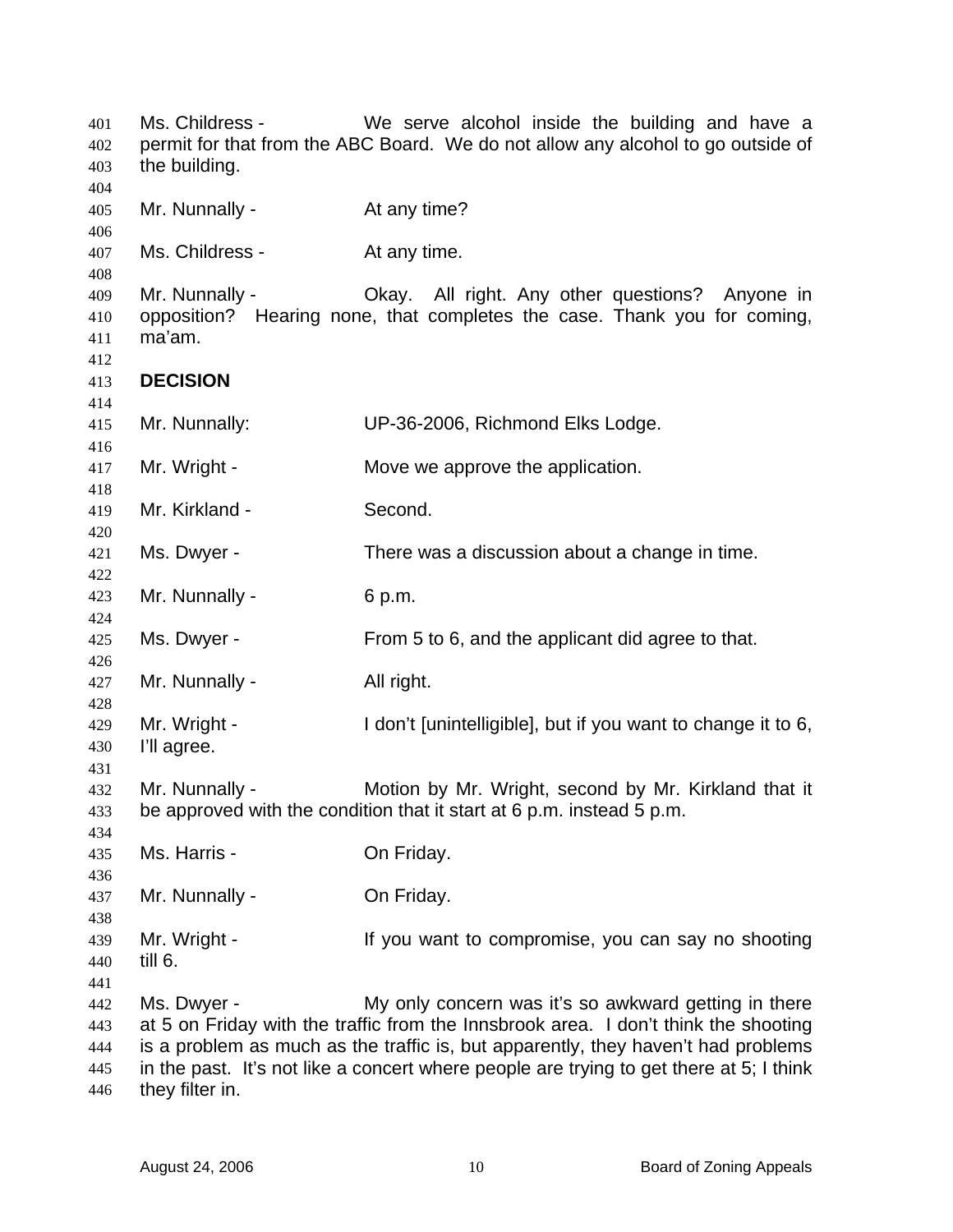Ms. Childress - We serve alcohol inside the building and have a permit for that from the ABC Board. We do not allow any alcohol to go outside of the building.

Mr. Nunnally - At any time?

Ms. Childress - At any time.

Mr. Nunnally - Okay. All right. Any other questions? Anyone in opposition? Hearing none, that completes the case. Thank you for coming, ma'am.

**DECISION**

Mr. Nunnally: UP-36-2006, Richmond Elks Lodge.

Mr. Wright - Move we approve the application.

Mr. Kirkland - Second.

Ms. Dwyer - There was a discussion about a change in time.

Mr. Nunnally - 6 p.m.

Ms. Dwyer - From 5 to 6, and the applicant did agree to that.

Mr. Nunnally - All right.

Mr. Wright - I don't [unintelligible], but if you want to change it to 6, I'll agree.

Mr. Nunnally - Motion by Mr. Wright, second by Mr. Kirkland that it be approved with the condition that it start at 6 p.m. instead 5 p.m.

Ms. Harris - On Friday.

Mr. Nunnally - On Friday.

Mr. Wright - If you want to compromise, you can say no shooting till 6.

Ms. Dwyer - My only concern was it's so awkward getting in there at 5 on Friday with the traffic from the Innsbrook area. I don't think the shooting is a problem as much as the traffic is, but apparently, they haven't had problems in the past. It's not like a concert where people are trying to get there at 5; I think they filter in.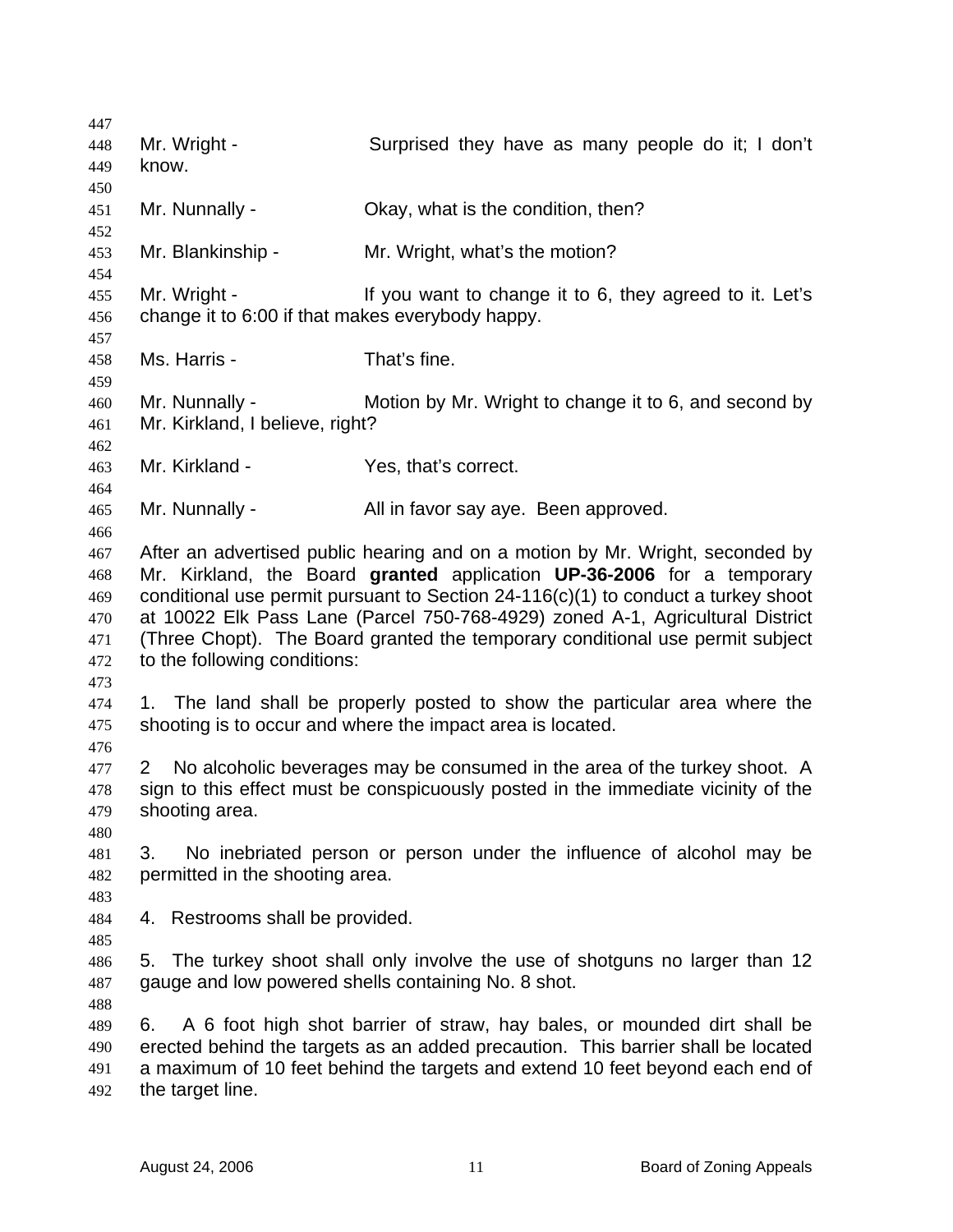Mr. Wright - Surprised they have as many people do it; I don't know.

Mr. Nunnally - Okay, what is the condition, then?

Mr. Blankinship - Mr. Wright, what's the motion?

Mr. Wright - If you want to change it to 6, they agreed to it. Let's change it to 6:00 if that makes everybody happy.

Ms. Harris - That's fine.

Mr. Nunnally - Motion by Mr. Wright to change it to 6, and second by Mr. Kirkland, I believe, right?

Mr. Kirkland - Yes, that's correct.

Mr. Nunnally - All in favor say aye. Been approved.

After an advertised public hearing and on a motion by Mr. Wright, seconded by Mr. Kirkland, the Board **granted** application **UP-36-2006** for a temporary conditional use permit pursuant to Section 24-116(c)(1) to conduct a turkey shoot at 10022 Elk Pass Lane (Parcel 750-768-4929) zoned A-1, Agricultural District (Three Chopt). The Board granted the temporary conditional use permit subject to the following conditions:

1. The land shall be properly posted to show the particular area where the shooting is to occur and where the impact area is located.

2 No alcoholic beverages may be consumed in the area of the turkey shoot. A sign to this effect must be conspicuously posted in the immediate vicinity of the shooting area.

3. No inebriated person or person under the influence of alcohol may be permitted in the shooting area.

4. Restrooms shall be provided.

5. The turkey shoot shall only involve the use of shotguns no larger than 12 gauge and low powered shells containing No. 8 shot.

6. A 6 foot high shot barrier of straw, hay bales, or mounded dirt shall be erected behind the targets as an added precaution. This barrier shall be located a maximum of 10 feet behind the targets and extend 10 feet beyond each end of the target line.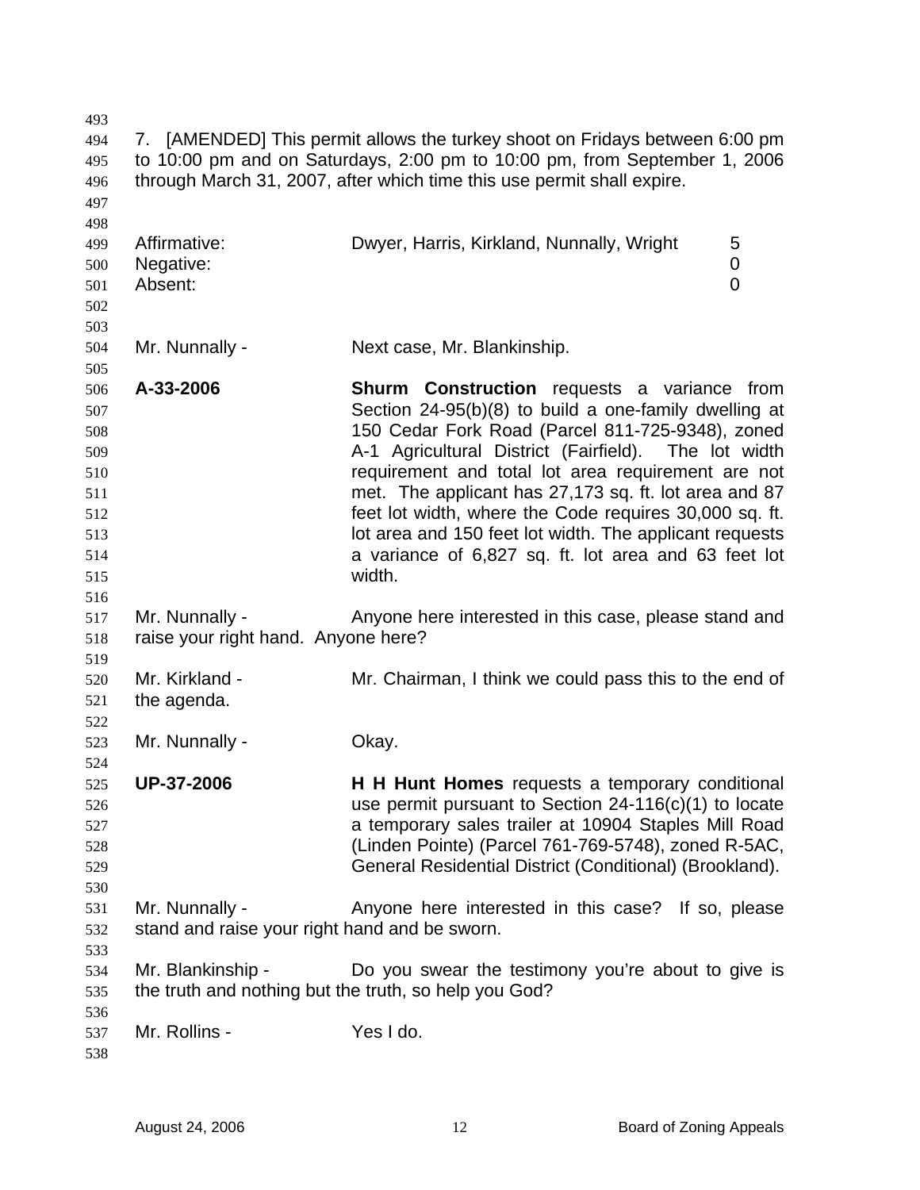7. [AMENDED] This permit allows the turkey shoot on Fridays between 6:00 pm to 10:00 pm and on Saturdays, 2:00 pm to 10:00 pm, from September 1, 2006 through March 31, 2007, after which time this use permit shall expire.

| | | |
|---|---|---|
| Affirmative: | Dwyer, Harris, Kirkland, Nunnally, Wright | 5 |
| Negative: | | 0 |
| Absent: | | 0 |

Mr. Nunnally - Next case, Mr. Blankinship.

**A-33-2006** **Shurm Construction** requests a variance from Section 24-95(b)(8) to build a one-family dwelling at 150 Cedar Fork Road (Parcel 811-725-9348), zoned A-1 Agricultural District (Fairfield). The lot width requirement and total lot area requirement are not met. The applicant has 27,173 sq. ft. lot area and 87 feet lot width, where the Code requires 30,000 sq. ft. lot area and 150 feet lot width. The applicant requests a variance of 6,827 sq. ft. lot area and 63 feet lot width.

Mr. Nunnally - Anyone here interested in this case, please stand and raise your right hand. Anyone here?

Mr. Kirkland - Mr. Chairman, I think we could pass this to the end of the agenda.

Mr. Nunnally - Okay.

**UP-37-2006** **H H Hunt Homes** requests a temporary conditional use permit pursuant to Section 24-116(c)(1) to locate a temporary sales trailer at 10904 Staples Mill Road (Linden Pointe) (Parcel 761-769-5748), zoned R-5AC, General Residential District (Conditional) (Brookland).

Mr. Nunnally - Anyone here interested in this case? If so, please stand and raise your right hand and be sworn.

Mr. Blankinship - Do you swear the testimony you're about to give is the truth and nothing but the truth, so help you God?

Mr. Rollins - Yes I do.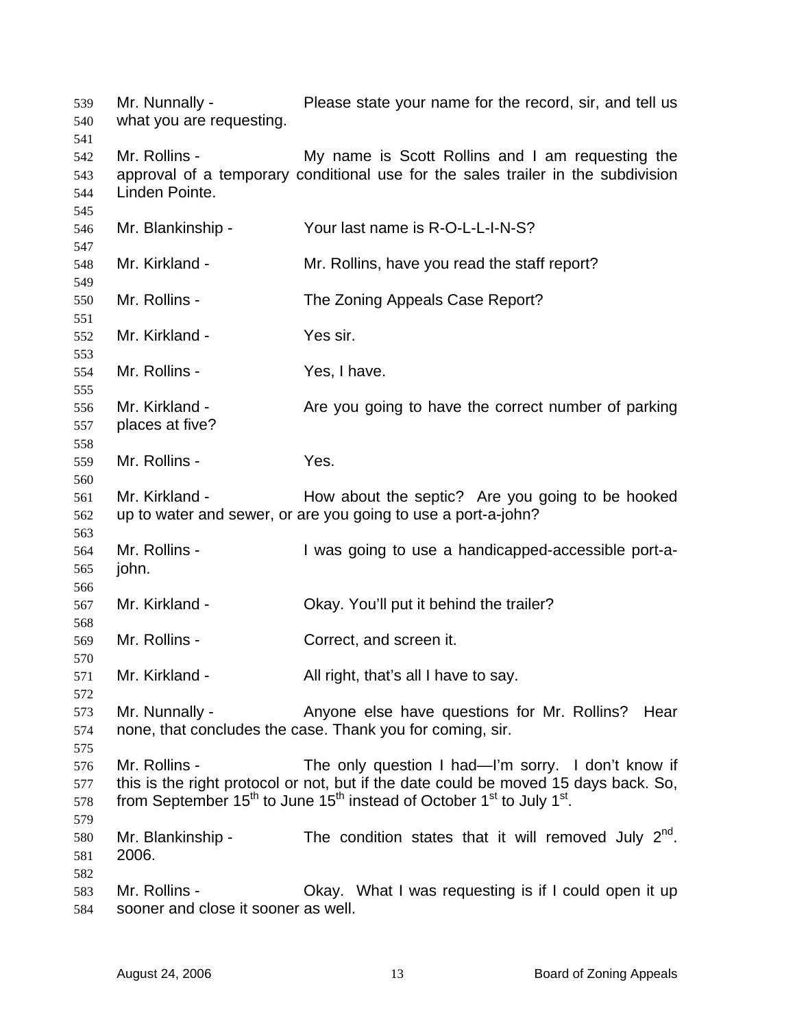Mr. Nunnally - Please state your name for the record, sir, and tell us what you are requesting.

Mr. Rollins - My name is Scott Rollins and I am requesting the approval of a temporary conditional use for the sales trailer in the subdivision Linden Pointe.

Mr. Blankinship - Your last name is R-O-L-L-I-N-S?

Mr. Kirkland - Mr. Rollins, have you read the staff report?

Mr. Rollins - The Zoning Appeals Case Report?

Mr. Kirkland - Yes sir.

Mr. Rollins - Yes, I have.

Mr. Kirkland - Are you going to have the correct number of parking places at five?

Mr. Rollins - Yes.

Mr. Kirkland - How about the septic? Are you going to be hooked up to water and sewer, or are you going to use a port-a-john?

Mr. Rollins - I was going to use a handicapped-accessible port-a-john.

Mr. Kirkland - Okay. You'll put it behind the trailer?

Mr. Rollins - Correct, and screen it.

Mr. Kirkland - All right, that's all I have to say.

Mr. Nunnally - Anyone else have questions for Mr. Rollins? Hear none, that concludes the case. Thank you for coming, sir.

Mr. Rollins - The only question I had—I'm sorry. I don't know if this is the right protocol or not, but if the date could be moved 15 days back. So, from September 15th to June 15th instead of October 1st to July 1st.

Mr. Blankinship - The condition states that it will removed July 2nd. 2006.

Mr. Rollins - Okay. What I was requesting is if I could open it up sooner and close it sooner as well.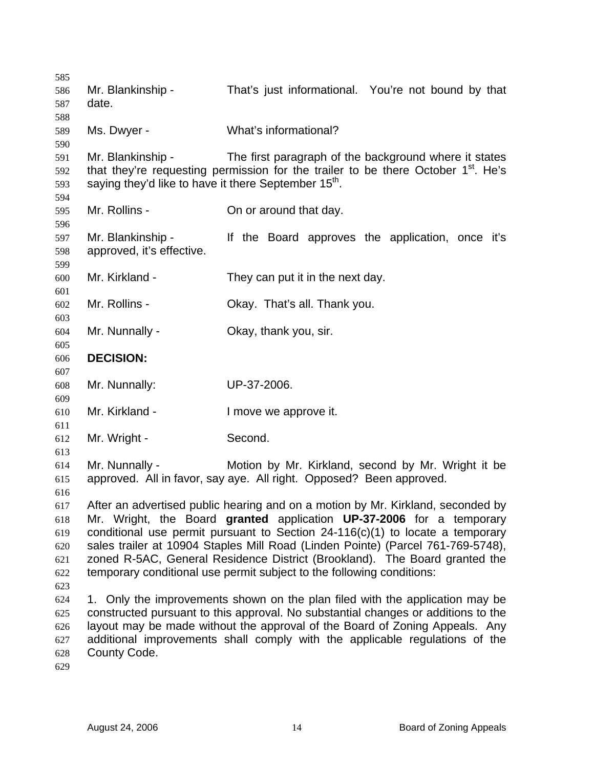Mr. Blankinship - That's just informational. You're not bound by that date.

Ms. Dwyer - What's informational?

Mr. Blankinship - The first paragraph of the background where it states that they're requesting permission for the trailer to be there October 1st. He's saying they'd like to have it there September 15th.

Mr. Rollins - On or around that day.

Mr. Blankinship - If the Board approves the application, once it's approved, it's effective.

Mr. Kirkland - They can put it in the next day.

Mr. Rollins - Okay. That's all. Thank you.

Mr. Nunnally - Okay, thank you, sir.

**DECISION:**

Mr. Nunnally: UP-37-2006.

Mr. Kirkland - I move we approve it.

Mr. Wright - Second.

Mr. Nunnally - Motion by Mr. Kirkland, second by Mr. Wright it be approved. All in favor, say aye. All right. Opposed? Been approved.

After an advertised public hearing and on a motion by Mr. Kirkland, seconded by Mr. Wright, the Board **granted** application **UP-37-2006** for a temporary conditional use permit pursuant to Section 24-116(c)(1) to locate a temporary sales trailer at 10904 Staples Mill Road (Linden Pointe) (Parcel 761-769-5748), zoned R-5AC, General Residence District (Brookland). The Board granted the temporary conditional use permit subject to the following conditions:

1. Only the improvements shown on the plan filed with the application may be constructed pursuant to this approval. No substantial changes or additions to the layout may be made without the approval of the Board of Zoning Appeals. Any additional improvements shall comply with the applicable regulations of the County Code.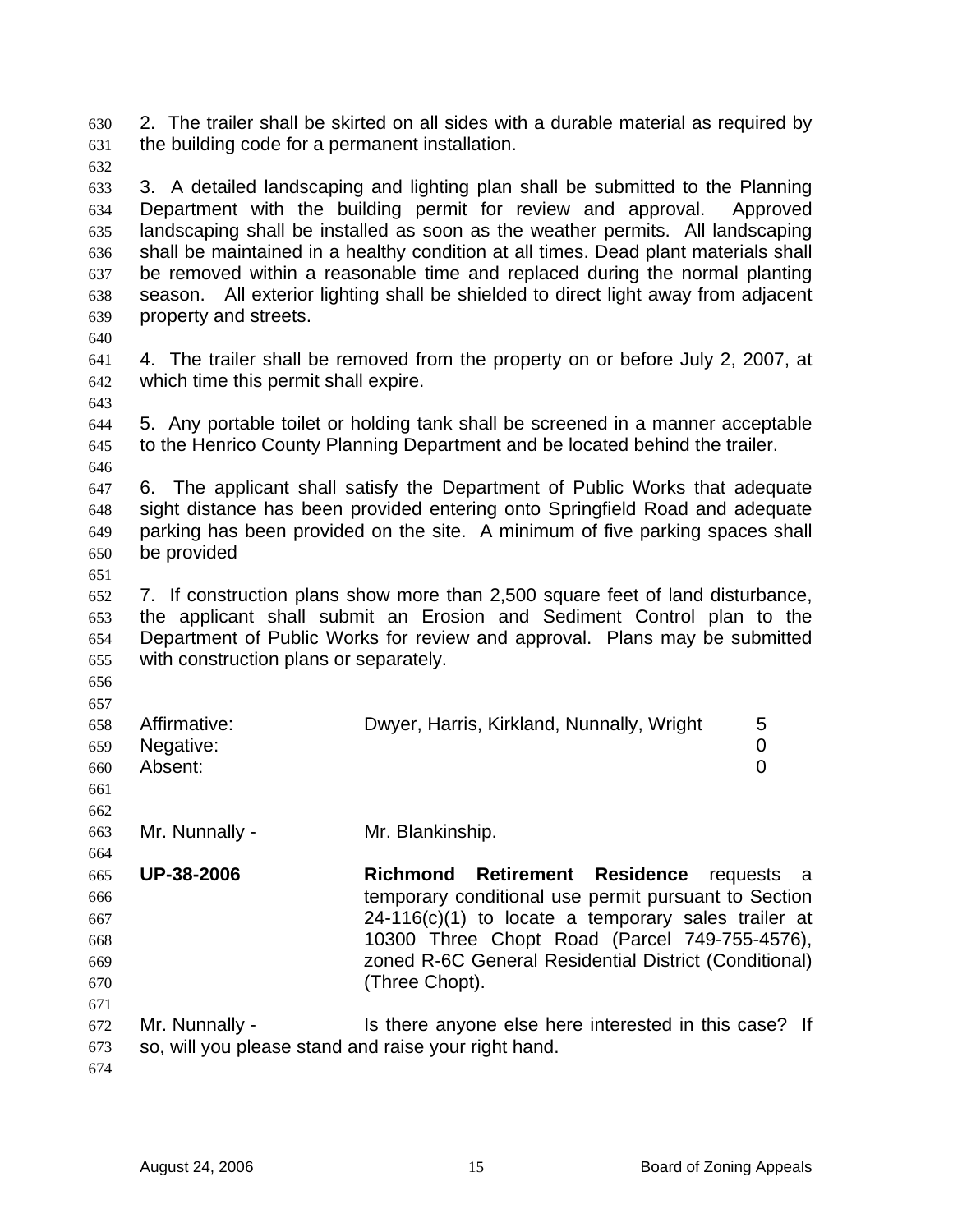2. The trailer shall be skirted on all sides with a durable material as required by the building code for a permanent installation.

3. A detailed landscaping and lighting plan shall be submitted to the Planning Department with the building permit for review and approval. Approved landscaping shall be installed as soon as the weather permits. All landscaping shall be maintained in a healthy condition at all times. Dead plant materials shall be removed within a reasonable time and replaced during the normal planting season. All exterior lighting shall be shielded to direct light away from adjacent property and streets.

4. The trailer shall be removed from the property on or before July 2, 2007, at which time this permit shall expire.

5. Any portable toilet or holding tank shall be screened in a manner acceptable to the Henrico County Planning Department and be located behind the trailer.

6. The applicant shall satisfy the Department of Public Works that adequate sight distance has been provided entering onto Springfield Road and adequate parking has been provided on the site. A minimum of five parking spaces shall be provided

7. If construction plans show more than 2,500 square feet of land disturbance, the applicant shall submit an Erosion and Sediment Control plan to the Department of Public Works for review and approval. Plans may be submitted with construction plans or separately.

| | | |
|---|---|---|
| Affirmative: | Dwyer, Harris, Kirkland, Nunnally, Wright | 5 |
| Negative: | | 0 |
| Absent: | | 0 |

Mr. Nunnally - Mr. Blankinship.

**UP-38-2006** **Richmond Retirement Residence** requests a temporary conditional use permit pursuant to Section 24-116(c)(1) to locate a temporary sales trailer at 10300 Three Chopt Road (Parcel 749-755-4576), zoned R-6C General Residential District (Conditional) (Three Chopt).

Mr. Nunnally - Is there anyone else here interested in this case? If so, will you please stand and raise your right hand.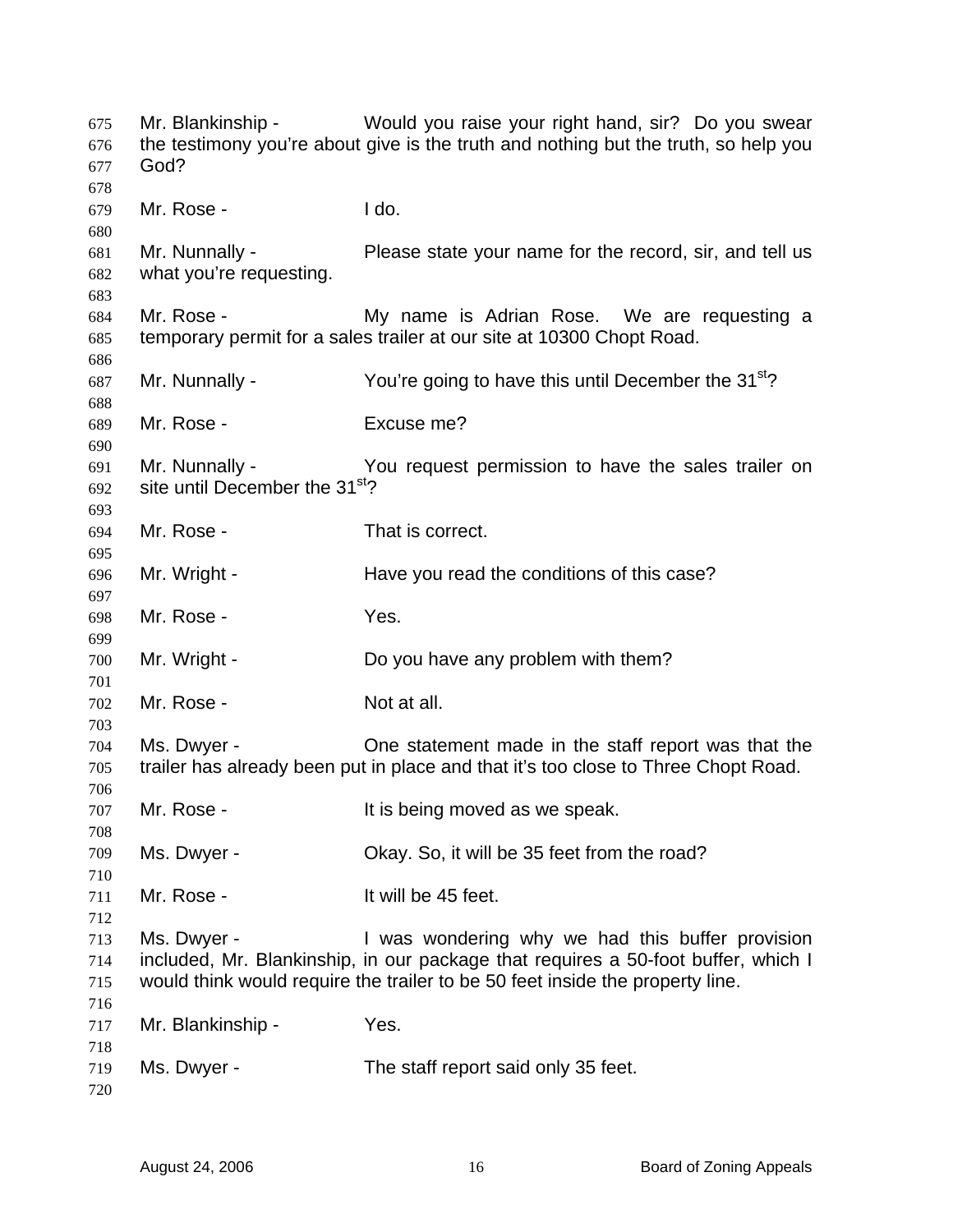Mr. Blankinship - Would you raise your right hand, sir? Do you swear the testimony you're about give is the truth and nothing but the truth, so help you God?

Mr. Rose - I do.

Mr. Nunnally - Please state your name for the record, sir, and tell us what you're requesting.

Mr. Rose - My name is Adrian Rose. We are requesting a temporary permit for a sales trailer at our site at 10300 Chopt Road.

Mr. Nunnally - You're going to have this until December the 31st?

Mr. Rose - Excuse me?

Mr. Nunnally - You request permission to have the sales trailer on site until December the 31st?

Mr. Rose - That is correct.

Mr. Wright - Have you read the conditions of this case?

Mr. Rose - Yes.

Mr. Wright - Do you have any problem with them?

Mr. Rose - Not at all.

Ms. Dwyer - One statement made in the staff report was that the trailer has already been put in place and that it's too close to Three Chopt Road.

Mr. Rose - It is being moved as we speak.

Ms. Dwyer - Okay. So, it will be 35 feet from the road?

Mr. Rose - It will be 45 feet.

Ms. Dwyer - I was wondering why we had this buffer provision included, Mr. Blankinship, in our package that requires a 50-foot buffer, which I would think would require the trailer to be 50 feet inside the property line.

Mr. Blankinship - Yes.

Ms. Dwyer - The staff report said only 35 feet.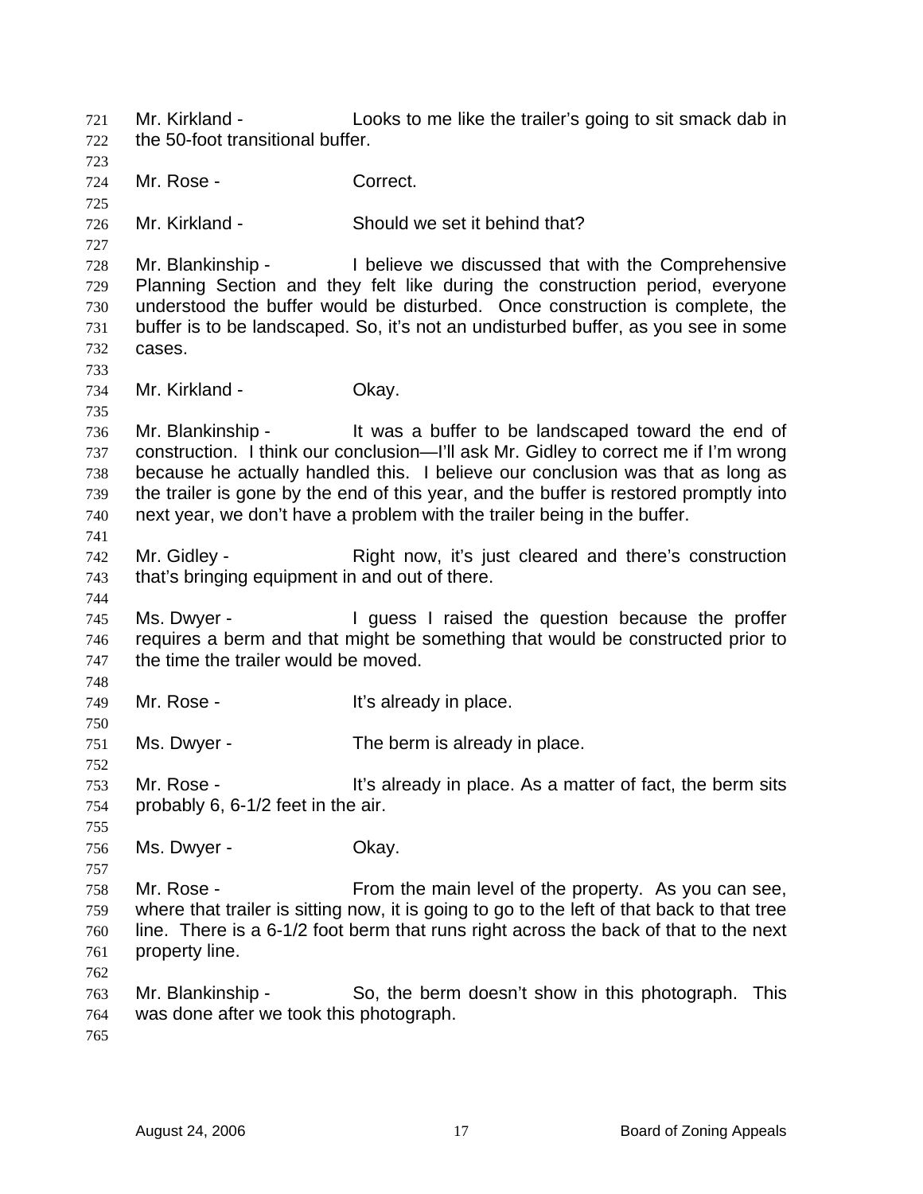Mr. Kirkland - Looks to me like the trailer's going to sit smack dab in the 50-foot transitional buffer.

Mr. Rose - Correct.

Mr. Kirkland - Should we set it behind that?

Mr. Blankinship - I believe we discussed that with the Comprehensive Planning Section and they felt like during the construction period, everyone understood the buffer would be disturbed. Once construction is complete, the buffer is to be landscaped. So, it's not an undisturbed buffer, as you see in some cases.

Mr. Kirkland - Okay.

Mr. Blankinship - It was a buffer to be landscaped toward the end of construction. I think our conclusion—I'll ask Mr. Gidley to correct me if I'm wrong because he actually handled this. I believe our conclusion was that as long as the trailer is gone by the end of this year, and the buffer is restored promptly into next year, we don't have a problem with the trailer being in the buffer.

Mr. Gidley - Right now, it's just cleared and there's construction that's bringing equipment in and out of there.

Ms. Dwyer - I guess I raised the question because the proffer requires a berm and that might be something that would be constructed prior to the time the trailer would be moved.

Mr. Rose - It's already in place.

Ms. Dwyer - The berm is already in place.

Mr. Rose - It's already in place. As a matter of fact, the berm sits probably 6, 6-1/2 feet in the air.

Ms. Dwyer - Okay.

Mr. Rose - From the main level of the property. As you can see, where that trailer is sitting now, it is going to go to the left of that back to that tree line. There is a 6-1/2 foot berm that runs right across the back of that to the next property line.

Mr. Blankinship - So, the berm doesn't show in this photograph. This was done after we took this photograph.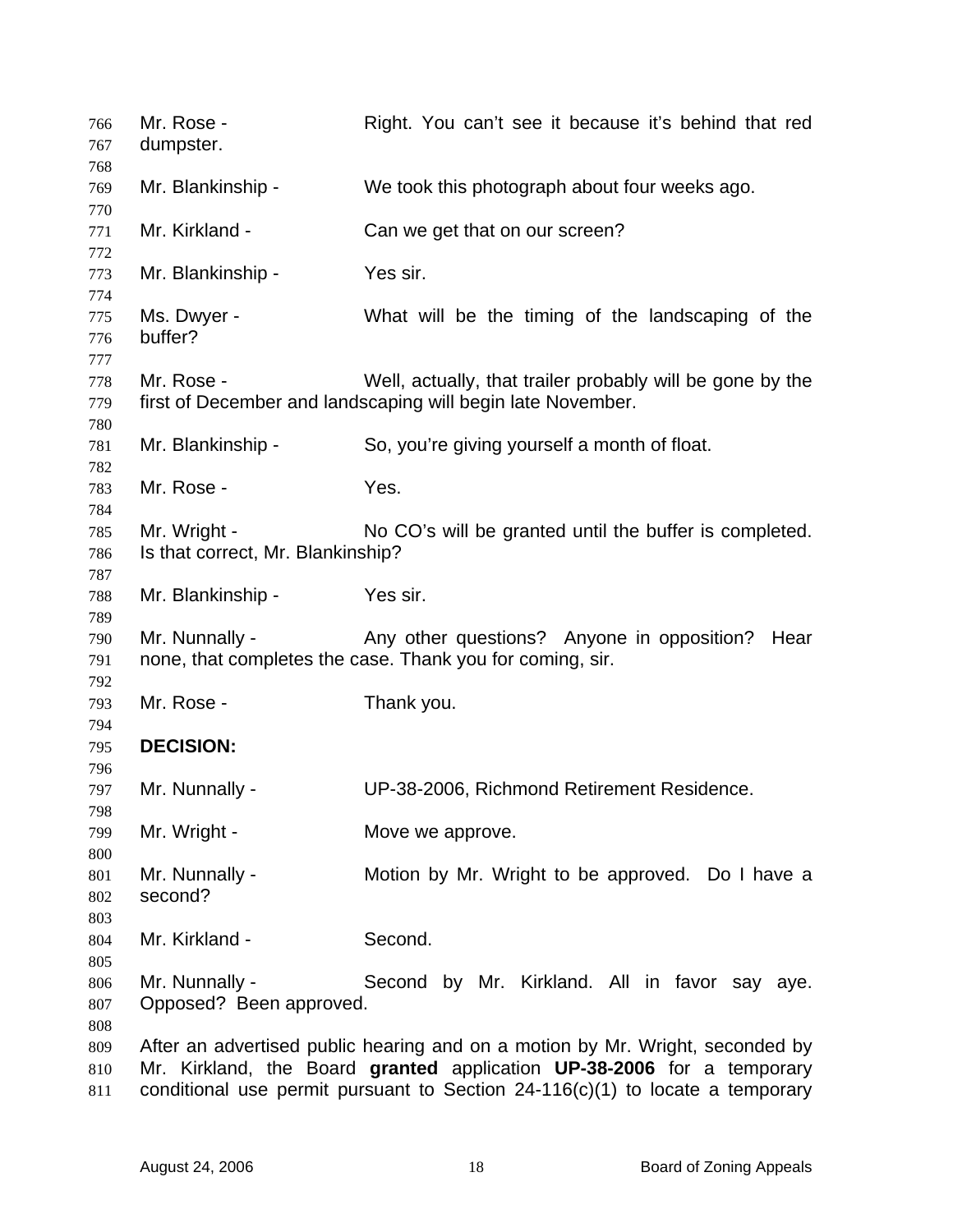Mr. Rose - Right. You can't see it because it's behind that red dumpster.

Mr. Blankinship - We took this photograph about four weeks ago.

Mr. Kirkland - Can we get that on our screen?

Mr. Blankinship - Yes sir.

Ms. Dwyer - What will be the timing of the landscaping of the buffer?

Mr. Rose - Well, actually, that trailer probably will be gone by the first of December and landscaping will begin late November.

Mr. Blankinship - So, you're giving yourself a month of float.

Mr. Rose - Yes.

Mr. Wright - No CO's will be granted until the buffer is completed. Is that correct, Mr. Blankinship?

Mr. Blankinship - Yes sir.

Mr. Nunnally - Any other questions? Anyone in opposition? Hear none, that completes the case. Thank you for coming, sir.

Mr. Rose - Thank you.

**DECISION:**

Mr. Nunnally - UP-38-2006, Richmond Retirement Residence.

Mr. Wright - Move we approve.

Mr. Nunnally - Motion by Mr. Wright to be approved. Do I have a second?

Mr. Kirkland - Second.

Mr. Nunnally - Second by Mr. Kirkland. All in favor say aye. Opposed? Been approved.

After an advertised public hearing and on a motion by Mr. Wright, seconded by Mr. Kirkland, the Board **granted** application **UP-38-2006** for a temporary conditional use permit pursuant to Section 24-116(c)(1) to locate a temporary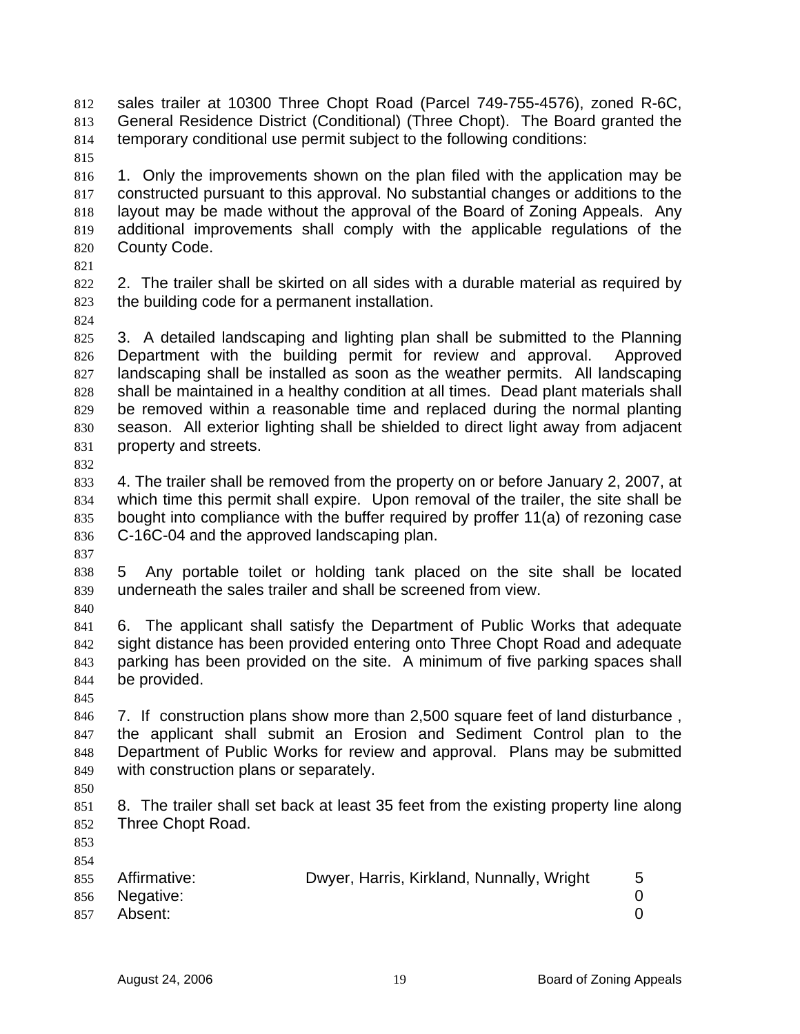sales trailer at 10300 Three Chopt Road (Parcel 749-755-4576), zoned R-6C, General Residence District (Conditional) (Three Chopt). The Board granted the temporary conditional use permit subject to the following conditions:

1. Only the improvements shown on the plan filed with the application may be constructed pursuant to this approval. No substantial changes or additions to the layout may be made without the approval of the Board of Zoning Appeals. Any additional improvements shall comply with the applicable regulations of the County Code.

2. The trailer shall be skirted on all sides with a durable material as required by the building code for a permanent installation.

3. A detailed landscaping and lighting plan shall be submitted to the Planning Department with the building permit for review and approval. Approved landscaping shall be installed as soon as the weather permits. All landscaping shall be maintained in a healthy condition at all times. Dead plant materials shall be removed within a reasonable time and replaced during the normal planting season. All exterior lighting shall be shielded to direct light away from adjacent property and streets.

4. The trailer shall be removed from the property on or before January 2, 2007, at which time this permit shall expire. Upon removal of the trailer, the site shall be bought into compliance with the buffer required by proffer 11(a) of rezoning case C-16C-04 and the approved landscaping plan.

5 Any portable toilet or holding tank placed on the site shall be located underneath the sales trailer and shall be screened from view.

6. The applicant shall satisfy the Department of Public Works that adequate sight distance has been provided entering onto Three Chopt Road and adequate parking has been provided on the site. A minimum of five parking spaces shall be provided.

7. If construction plans show more than 2,500 square feet of land disturbance , the applicant shall submit an Erosion and Sediment Control plan to the Department of Public Works for review and approval. Plans may be submitted with construction plans or separately.

8. The trailer shall set back at least 35 feet from the existing property line along Three Chopt Road.

| | | |
|---|---|---|
| Affirmative: | Dwyer, Harris, Kirkland, Nunnally, Wright | 5 |
| Negative: | | 0 |
| Absent: | | 0 |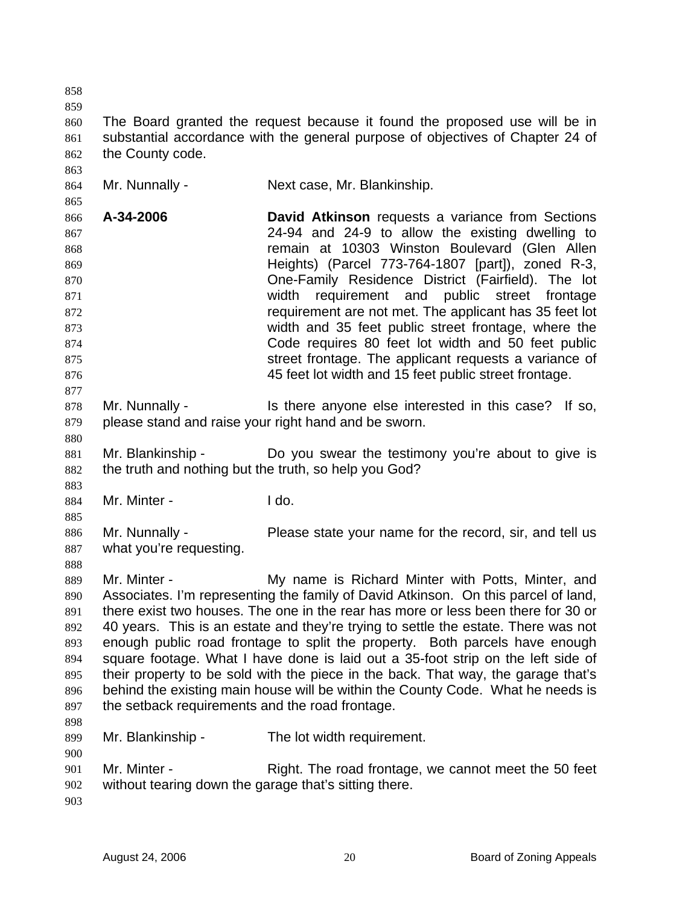The Board granted the request because it found the proposed use will be in substantial accordance with the general purpose of objectives of Chapter 24 of the County code.

Mr. Nunnally - Next case, Mr. Blankinship.

**A-34-2006** **David Atkinson** requests a variance from Sections 24-94 and 24-9 to allow the existing dwelling to remain at 10303 Winston Boulevard (Glen Allen Heights) (Parcel 773-764-1807 [part]), zoned R-3, One-Family Residence District (Fairfield). The lot width requirement and public street frontage requirement are not met. The applicant has 35 feet lot width and 35 feet public street frontage, where the Code requires 80 feet lot width and 50 feet public street frontage. The applicant requests a variance of 45 feet lot width and 15 feet public street frontage.

Mr. Nunnally - Is there anyone else interested in this case? If so, please stand and raise your right hand and be sworn.

Mr. Blankinship - Do you swear the testimony you're about to give is the truth and nothing but the truth, so help you God?

Mr. Minter - I do.

Mr. Nunnally - Please state your name for the record, sir, and tell us what you're requesting.

Mr. Minter - My name is Richard Minter with Potts, Minter, and Associates. I'm representing the family of David Atkinson. On this parcel of land, there exist two houses. The one in the rear has more or less been there for 30 or 40 years. This is an estate and they're trying to settle the estate. There was not enough public road frontage to split the property. Both parcels have enough square footage. What I have done is laid out a 35-foot strip on the left side of their property to be sold with the piece in the back. That way, the garage that's behind the existing main house will be within the County Code. What he needs is the setback requirements and the road frontage.

Mr. Blankinship - The lot width requirement.

Mr. Minter - Right. The road frontage, we cannot meet the 50 feet without tearing down the garage that's sitting there.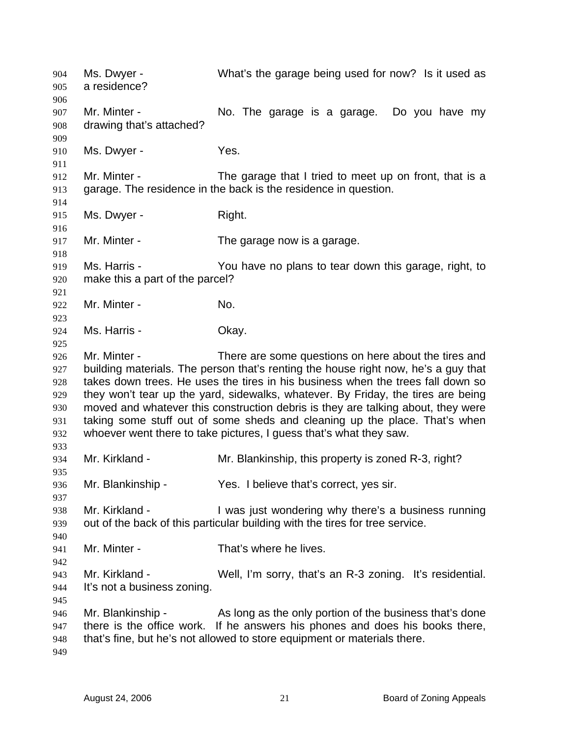Ms. Dwyer - What's the garage being used for now? Is it used as a residence?

Mr. Minter - No. The garage is a garage. Do you have my drawing that's attached?

Ms. Dwyer - Yes.

Mr. Minter - The garage that I tried to meet up on front, that is a garage. The residence in the back is the residence in question.

Ms. Dwyer - Right.

Mr. Minter - The garage now is a garage.

Ms. Harris - You have no plans to tear down this garage, right, to make this a part of the parcel?

Mr. Minter - No.

Ms. Harris - Okay.

Mr. Minter - There are some questions on here about the tires and building materials. The person that's renting the house right now, he's a guy that takes down trees. He uses the tires in his business when the trees fall down so they won't tear up the yard, sidewalks, whatever. By Friday, the tires are being moved and whatever this construction debris is they are talking about, they were taking some stuff out of some sheds and cleaning up the place. That's when whoever went there to take pictures, I guess that's what they saw.

Mr. Kirkland - Mr. Blankinship, this property is zoned R-3, right?

Mr. Blankinship - Yes. I believe that's correct, yes sir.

Mr. Kirkland - I was just wondering why there's a business running out of the back of this particular building with the tires for tree service.

Mr. Minter - That's where he lives.

Mr. Kirkland - Well, I'm sorry, that's an R-3 zoning. It's residential. It's not a business zoning.

Mr. Blankinship - As long as the only portion of the business that's done there is the office work. If he answers his phones and does his books there, that's fine, but he's not allowed to store equipment or materials there.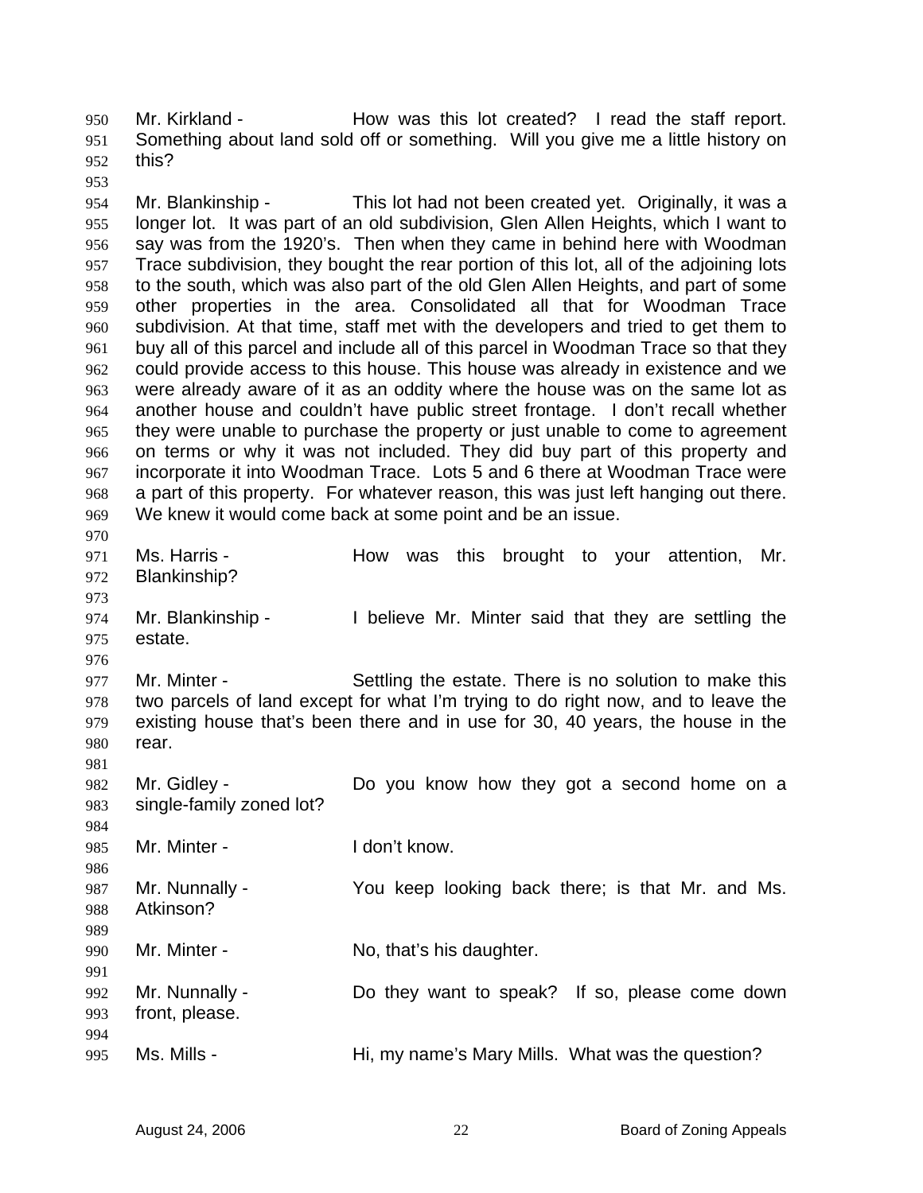Mr. Kirkland - How was this lot created? I read the staff report. Something about land sold off or something. Will you give me a little history on this?

Mr. Blankinship - This lot had not been created yet. Originally, it was a longer lot. It was part of an old subdivision, Glen Allen Heights, which I want to say was from the 1920's. Then when they came in behind here with Woodman Trace subdivision, they bought the rear portion of this lot, all of the adjoining lots to the south, which was also part of the old Glen Allen Heights, and part of some other properties in the area. Consolidated all that for Woodman Trace subdivision. At that time, staff met with the developers and tried to get them to buy all of this parcel and include all of this parcel in Woodman Trace so that they could provide access to this house. This house was already in existence and we were already aware of it as an oddity where the house was on the same lot as another house and couldn't have public street frontage. I don't recall whether they were unable to purchase the property or just unable to come to agreement on terms or why it was not included. They did buy part of this property and incorporate it into Woodman Trace. Lots 5 and 6 there at Woodman Trace were a part of this property. For whatever reason, this was just left hanging out there. We knew it would come back at some point and be an issue.

Ms. Harris - How was this brought to your attention, Mr. Blankinship?

Mr. Blankinship - I believe Mr. Minter said that they are settling the estate.

Mr. Minter - Settling the estate. There is no solution to make this two parcels of land except for what I'm trying to do right now, and to leave the existing house that's been there and in use for 30, 40 years, the house in the rear.

Mr. Gidley - Do you know how they got a second home on a single-family zoned lot?

Mr. Minter - I don't know.

Mr. Nunnally - You keep looking back there; is that Mr. and Ms. Atkinson?

Mr. Minter - No, that's his daughter.

Mr. Nunnally - Do they want to speak? If so, please come down front, please.

Ms. Mills - Hi, my name's Mary Mills. What was the question?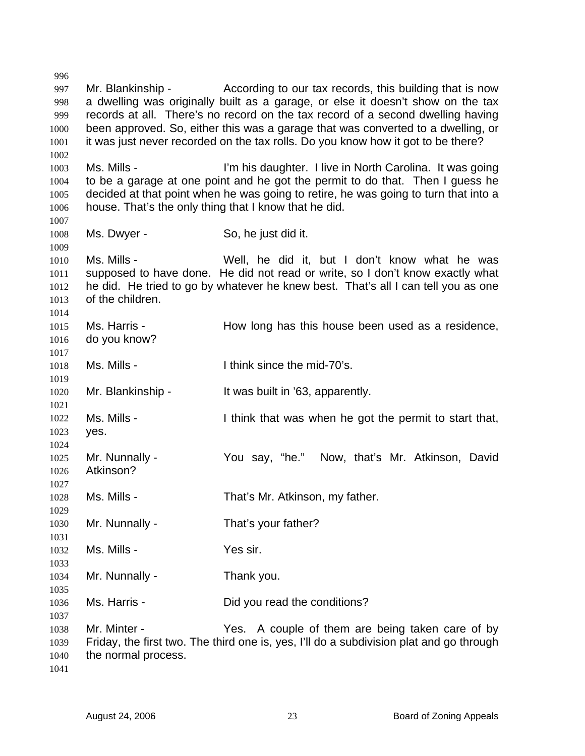Mr. Blankinship - According to our tax records, this building that is now a dwelling was originally built as a garage, or else it doesn't show on the tax records at all. There's no record on the tax record of a second dwelling having been approved. So, either this was a garage that was converted to a dwelling, or it was just never recorded on the tax rolls. Do you know how it got to be there?

Ms. Mills - I'm his daughter. I live in North Carolina. It was going to be a garage at one point and he got the permit to do that. Then I guess he decided at that point when he was going to retire, he was going to turn that into a house. That's the only thing that I know that he did.

Ms. Dwyer - So, he just did it.

Ms. Mills - Well, he did it, but I don't know what he was supposed to have done. He did not read or write, so I don't know exactly what he did. He tried to go by whatever he knew best. That's all I can tell you as one of the children.

Ms. Harris - How long has this house been used as a residence, do you know?

Ms. Mills - I think since the mid-70's.

Mr. Blankinship - It was built in '63, apparently.

Ms. Mills - I think that was when he got the permit to start that, yes.

Mr. Nunnally - You say, "he." Now, that's Mr. Atkinson, David Atkinson?

Ms. Mills - That's Mr. Atkinson, my father.

Mr. Nunnally - That's your father?

Ms. Mills - Yes sir.

Mr. Nunnally - Thank you.

Ms. Harris - Did you read the conditions?

Mr. Minter - Yes. A couple of them are being taken care of by Friday, the first two. The third one is, yes, I'll do a subdivision plat and go through the normal process.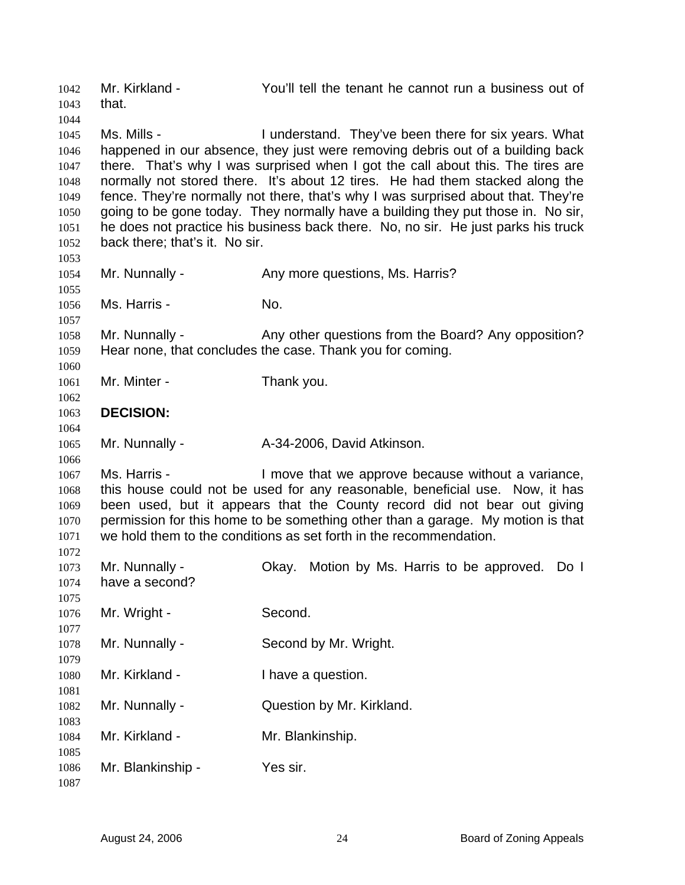Mr. Kirkland - You'll tell the tenant he cannot run a business out of that.

Ms. Mills - I understand. They've been there for six years. What happened in our absence, they just were removing debris out of a building back there. That's why I was surprised when I got the call about this. The tires are normally not stored there. It's about 12 tires. He had them stacked along the fence. They're normally not there, that's why I was surprised about that. They're going to be gone today. They normally have a building they put those in. No sir, he does not practice his business back there. No, no sir. He just parks his truck back there; that's it. No sir.

Mr. Nunnally - Any more questions, Ms. Harris?

Ms. Harris - No.

Mr. Nunnally - Any other questions from the Board? Any opposition? Hear none, that concludes the case. Thank you for coming.

Mr. Minter - Thank you.

**DECISION:**

Mr. Nunnally - A-34-2006, David Atkinson.

Ms. Harris - I move that we approve because without a variance, this house could not be used for any reasonable, beneficial use. Now, it has been used, but it appears that the County record did not bear out giving permission for this home to be something other than a garage. My motion is that we hold them to the conditions as set forth in the recommendation.

Mr. Nunnally - Okay. Motion by Ms. Harris to be approved. Do I have a second?

Mr. Wright - Second.

Mr. Nunnally - Second by Mr. Wright.

Mr. Kirkland - I have a question.

Mr. Nunnally - Question by Mr. Kirkland.

Mr. Kirkland - Mr. Blankinship.

Mr. Blankinship - Yes sir.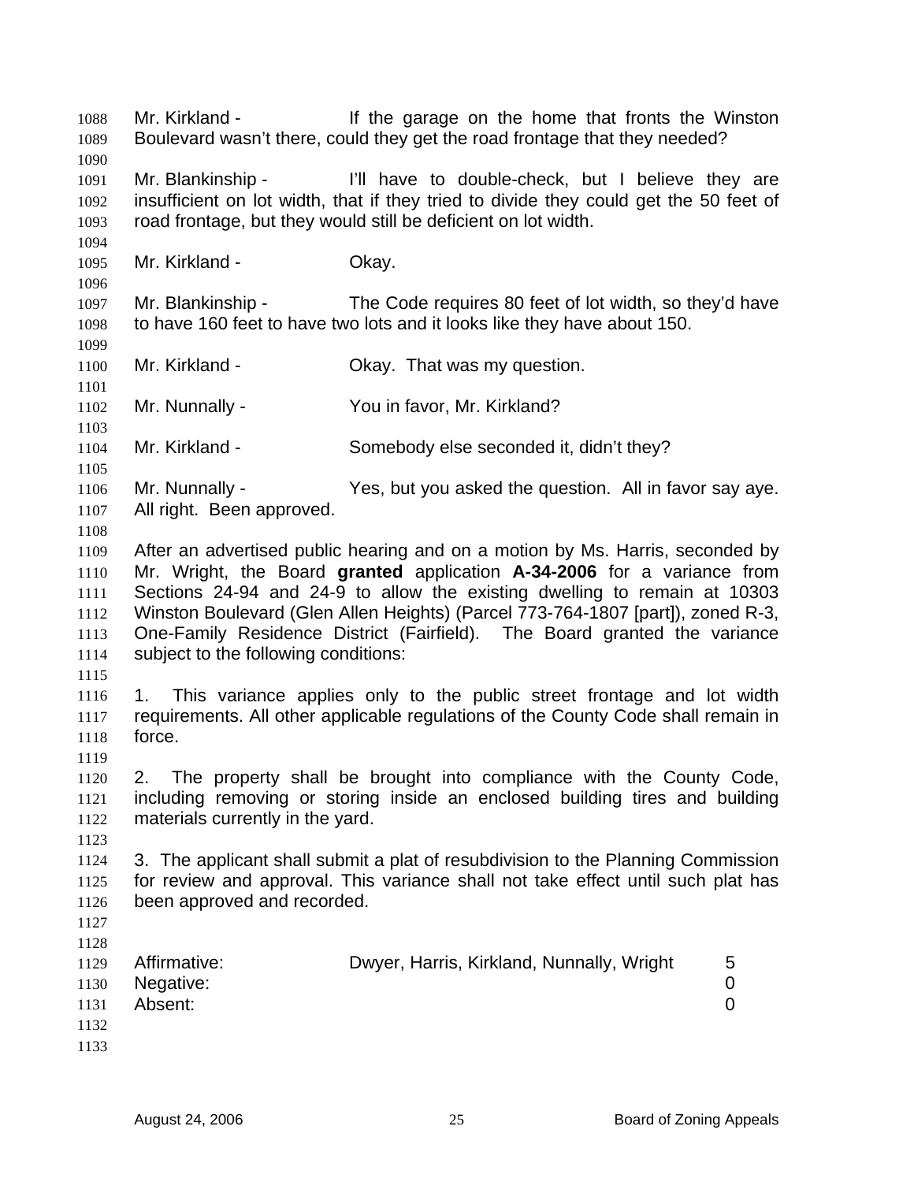Mr. Kirkland - If the garage on the home that fronts the Winston Boulevard wasn't there, could they get the road frontage that they needed?

Mr. Blankinship - I'll have to double-check, but I believe they are insufficient on lot width, that if they tried to divide they could get the 50 feet of road frontage, but they would still be deficient on lot width.

Mr. Kirkland - Okay.

Mr. Blankinship - The Code requires 80 feet of lot width, so they'd have to have 160 feet to have two lots and it looks like they have about 150.

Mr. Kirkland - Okay. That was my question.

Mr. Nunnally - You in favor, Mr. Kirkland?

Mr. Kirkland - Somebody else seconded it, didn't they?

Mr. Nunnally - Yes, but you asked the question. All in favor say aye. All right. Been approved.

After an advertised public hearing and on a motion by Ms. Harris, seconded by Mr. Wright, the Board **granted** application **A-34-2006** for a variance from Sections 24-94 and 24-9 to allow the existing dwelling to remain at 10303 Winston Boulevard (Glen Allen Heights) (Parcel 773-764-1807 [part]), zoned R-3, One-Family Residence District (Fairfield). The Board granted the variance subject to the following conditions:

1. This variance applies only to the public street frontage and lot width requirements. All other applicable regulations of the County Code shall remain in force.

2. The property shall be brought into compliance with the County Code, including removing or storing inside an enclosed building tires and building materials currently in the yard.

3. The applicant shall submit a plat of resubdivision to the Planning Commission for review and approval. This variance shall not take effect until such plat has been approved and recorded.

| | | |
|---|---|---|
| Affirmative: | Dwyer, Harris, Kirkland, Nunnally, Wright | 5 |
| Negative: | | 0 |
| Absent: | | 0 |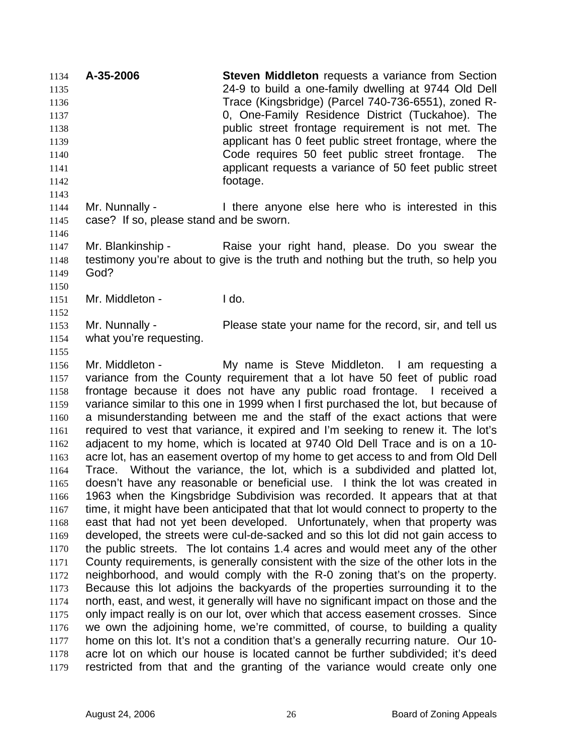**A-35-2006** **Steven Middleton** requests a variance from Section 24-9 to build a one-family dwelling at 9744 Old Dell Trace (Kingsbridge) (Parcel 740-736-6551), zoned R-0, One-Family Residence District (Tuckahoe). The public street frontage requirement is not met. The applicant has 0 feet public street frontage, where the Code requires 50 feet public street frontage. The applicant requests a variance of 50 feet public street footage.

Mr. Nunnally - I there anyone else here who is interested in this case? If so, please stand and be sworn.

Mr. Blankinship - Raise your right hand, please. Do you swear the testimony you're about to give is the truth and nothing but the truth, so help you God?

Mr. Middleton - I do.

Mr. Nunnally - Please state your name for the record, sir, and tell us what you're requesting.

Mr. Middleton - My name is Steve Middleton. I am requesting a variance from the County requirement that a lot have 50 feet of public road frontage because it does not have any public road frontage. I received a variance similar to this one in 1999 when I first purchased the lot, but because of a misunderstanding between me and the staff of the exact actions that were required to vest that variance, it expired and I'm seeking to renew it. The lot's adjacent to my home, which is located at 9740 Old Dell Trace and is on a 10-acre lot, has an easement overtop of my home to get access to and from Old Dell Trace. Without the variance, the lot, which is a subdivided and platted lot, doesn't have any reasonable or beneficial use. I think the lot was created in 1963 when the Kingsbridge Subdivision was recorded. It appears that at that time, it might have been anticipated that that lot would connect to property to the east that had not yet been developed. Unfortunately, when that property was developed, the streets were cul-de-sacked and so this lot did not gain access to the public streets. The lot contains 1.4 acres and would meet any of the other County requirements, is generally consistent with the size of the other lots in the neighborhood, and would comply with the R-0 zoning that's on the property. Because this lot adjoins the backyards of the properties surrounding it to the north, east, and west, it generally will have no significant impact on those and the only impact really is on our lot, over which that access easement crosses. Since we own the adjoining home, we're committed, of course, to building a quality home on this lot. It's not a condition that's a generally recurring nature. Our 10-acre lot on which our house is located cannot be further subdivided; it's deed restricted from that and the granting of the variance would create only one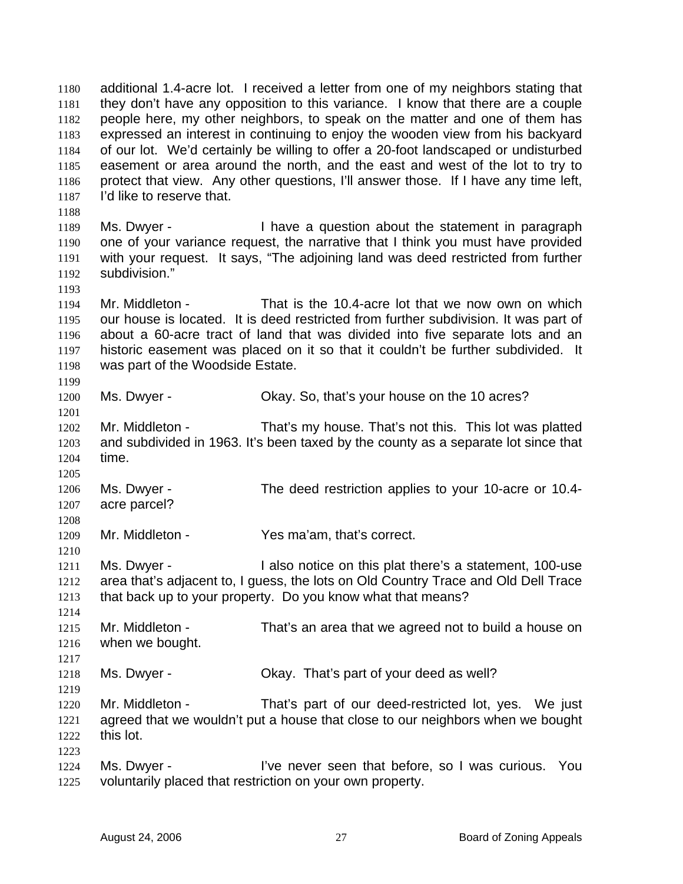additional 1.4-acre lot. I received a letter from one of my neighbors stating that they don't have any opposition to this variance. I know that there are a couple people here, my other neighbors, to speak on the matter and one of them has expressed an interest in continuing to enjoy the wooden view from his backyard of our lot. We'd certainly be willing to offer a 20-foot landscaped or undisturbed easement or area around the north, and the east and west of the lot to try to protect that view. Any other questions, I'll answer those. If I have any time left, I'd like to reserve that.

Ms. Dwyer - I have a question about the statement in paragraph one of your variance request, the narrative that I think you must have provided with your request. It says, "The adjoining land was deed restricted from further subdivision."

Mr. Middleton - That is the 10.4-acre lot that we now own on which our house is located. It is deed restricted from further subdivision. It was part of about a 60-acre tract of land that was divided into five separate lots and an historic easement was placed on it so that it couldn't be further subdivided. It was part of the Woodside Estate.

Ms. Dwyer - Okay. So, that's your house on the 10 acres?

Mr. Middleton - That's my house. That's not this. This lot was platted and subdivided in 1963. It's been taxed by the county as a separate lot since that time.

Ms. Dwyer - The deed restriction applies to your 10-acre or 10.4-acre parcel?

Mr. Middleton - Yes ma'am, that's correct.

Ms. Dwyer - I also notice on this plat there's a statement, 100-use area that's adjacent to, I guess, the lots on Old Country Trace and Old Dell Trace that back up to your property. Do you know what that means?

Mr. Middleton - That's an area that we agreed not to build a house on when we bought.

Ms. Dwyer - Okay. That's part of your deed as well?

Mr. Middleton - That's part of our deed-restricted lot, yes. We just agreed that we wouldn't put a house that close to our neighbors when we bought this lot.

Ms. Dwyer - I've never seen that before, so I was curious. You voluntarily placed that restriction on your own property.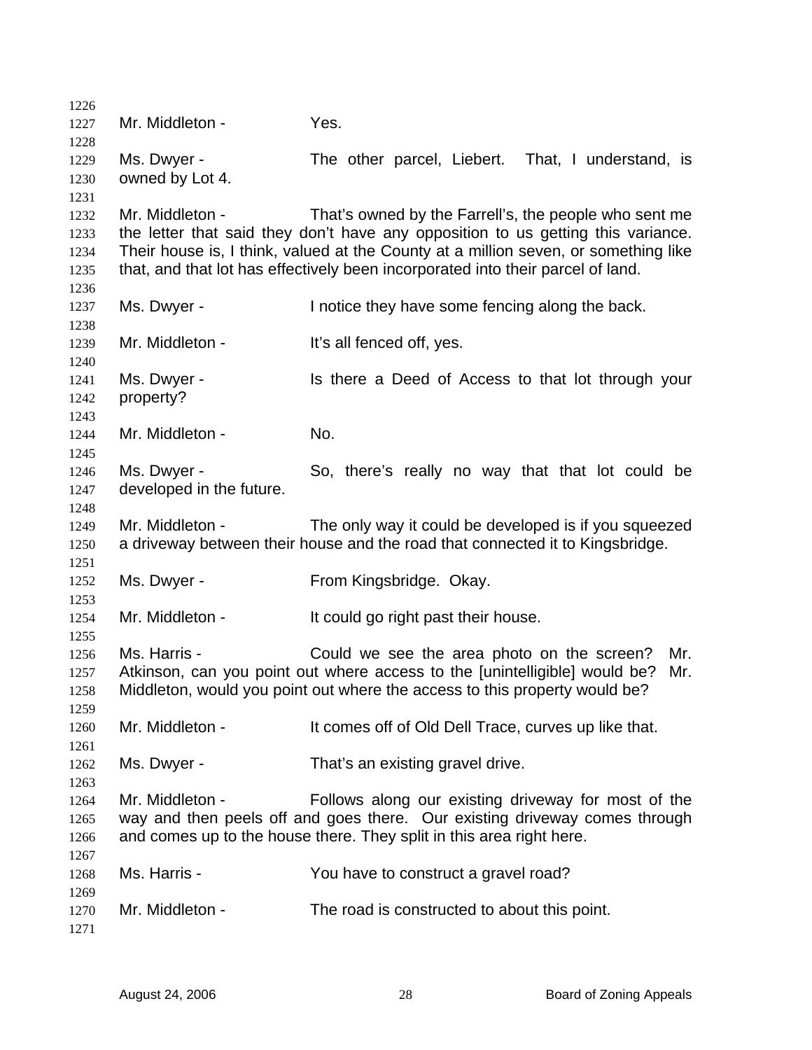1226

1227 Mr. Middleton - Yes.

1228

1229 Ms. Dwyer - The other parcel, Liebert. That, I understand, is
1230 owned by Lot 4.

1231

1232 Mr. Middleton - That's owned by the Farrell's, the people who sent me
1233 the letter that said they don't have any opposition to us getting this variance.
1234 Their house is, I think, valued at the County at a million seven, or something like
1235 that, and that lot has effectively been incorporated into their parcel of land.

1236

1237 Ms. Dwyer - I notice they have some fencing along the back.

1238

1239 Mr. Middleton - It's all fenced off, yes.

1240

1241 Ms. Dwyer - Is there a Deed of Access to that lot through your
1242 property?

1243

1244 Mr. Middleton - No.

1245

1246 Ms. Dwyer - So, there's really no way that that lot could be
1247 developed in the future.

1248

1249 Mr. Middleton - The only way it could be developed is if you squeezed
1250 a driveway between their house and the road that connected it to Kingsbridge.

1251

1252 Ms. Dwyer - From Kingsbridge. Okay.

1253

1254 Mr. Middleton - It could go right past their house.

1255

1256 Ms. Harris - Could we see the area photo on the screen? Mr.
1257 Atkinson, can you point out where access to the [unintelligible] would be? Mr.
1258 Middleton, would you point out where the access to this property would be?

1259

1260 Mr. Middleton - It comes off of Old Dell Trace, curves up like that.

1261

1262 Ms. Dwyer - That's an existing gravel drive.

1263

1264 Mr. Middleton - Follows along our existing driveway for most of the
1265 way and then peels off and goes there. Our existing driveway comes through
1266 and comes up to the house there. They split in this area right here.

1267

1268 Ms. Harris - You have to construct a gravel road?

1269

1270 Mr. Middleton - The road is constructed to about this point.

1271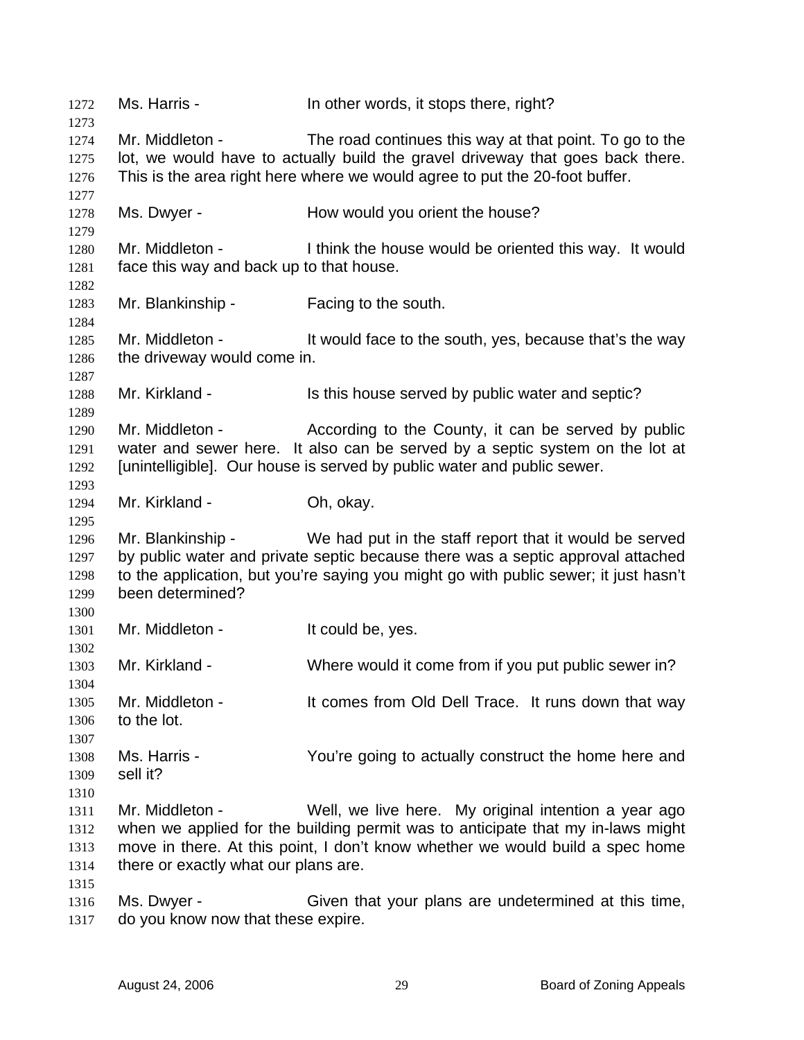Ms. Harris - In other words, it stops there, right?

Mr. Middleton - The road continues this way at that point. To go to the lot, we would have to actually build the gravel driveway that goes back there. This is the area right here where we would agree to put the 20-foot buffer.

Ms. Dwyer - How would you orient the house?

Mr. Middleton - I think the house would be oriented this way. It would face this way and back up to that house.

Mr. Blankinship - Facing to the south.

Mr. Middleton - It would face to the south, yes, because that's the way the driveway would come in.

Mr. Kirkland - Is this house served by public water and septic?

Mr. Middleton - According to the County, it can be served by public water and sewer here. It also can be served by a septic system on the lot at [unintelligible]. Our house is served by public water and public sewer.

Mr. Kirkland - Oh, okay.

Mr. Blankinship - We had put in the staff report that it would be served by public water and private septic because there was a septic approval attached to the application, but you're saying you might go with public sewer; it just hasn't been determined?

Mr. Middleton - It could be, yes.

Mr. Kirkland - Where would it come from if you put public sewer in?

Mr. Middleton - It comes from Old Dell Trace. It runs down that way to the lot.

Ms. Harris - You're going to actually construct the home here and sell it?

Mr. Middleton - Well, we live here. My original intention a year ago when we applied for the building permit was to anticipate that my in-laws might move in there. At this point, I don't know whether we would build a spec home there or exactly what our plans are.

Ms. Dwyer - Given that your plans are undetermined at this time, do you know now that these expire.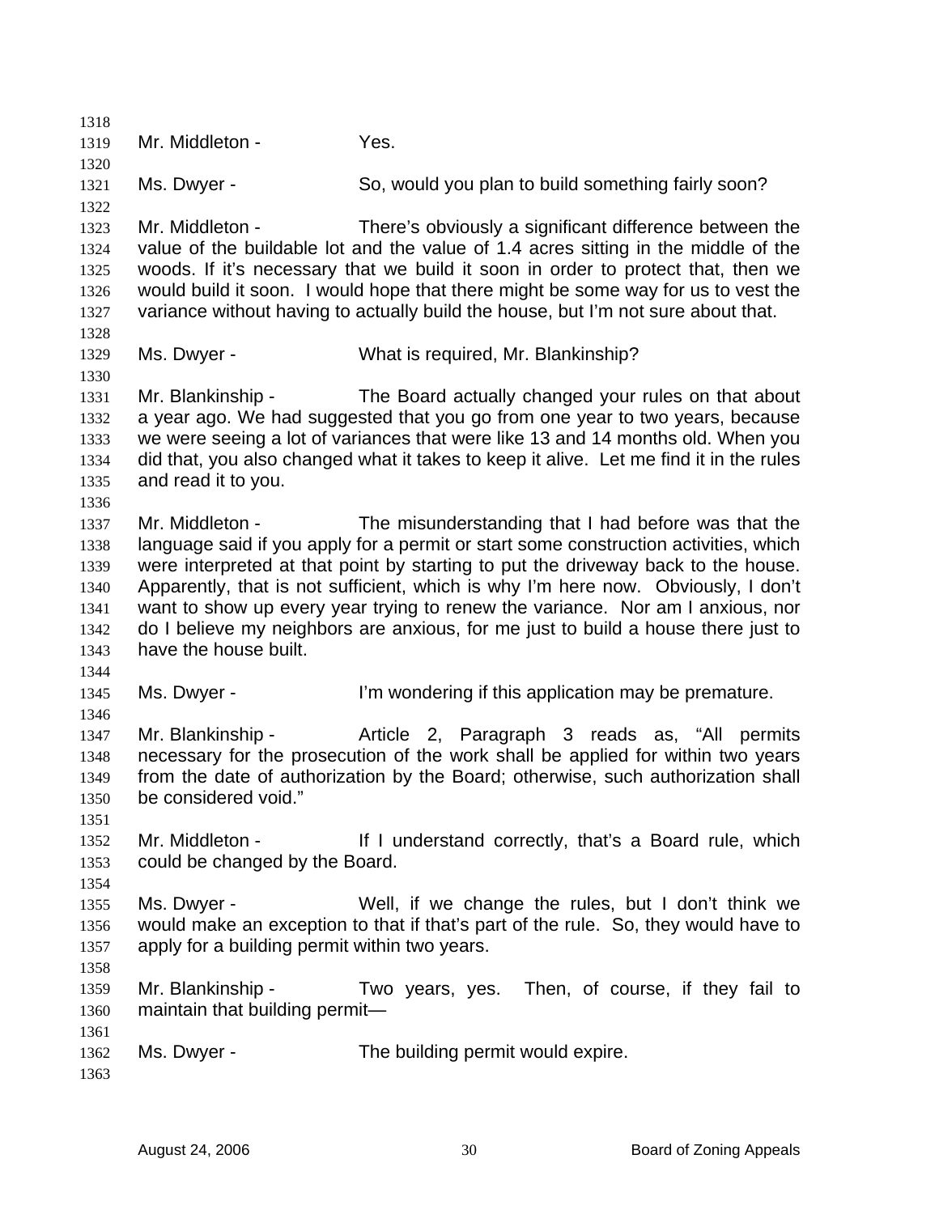Mr. Middleton - Yes.

Ms. Dwyer - So, would you plan to build something fairly soon?

Mr. Middleton - There's obviously a significant difference between the value of the buildable lot and the value of 1.4 acres sitting in the middle of the woods. If it's necessary that we build it soon in order to protect that, then we would build it soon. I would hope that there might be some way for us to vest the variance without having to actually build the house, but I'm not sure about that.

Ms. Dwyer - What is required, Mr. Blankinship?

Mr. Blankinship - The Board actually changed your rules on that about a year ago. We had suggested that you go from one year to two years, because we were seeing a lot of variances that were like 13 and 14 months old. When you did that, you also changed what it takes to keep it alive. Let me find it in the rules and read it to you.

Mr. Middleton - The misunderstanding that I had before was that the language said if you apply for a permit or start some construction activities, which were interpreted at that point by starting to put the driveway back to the house. Apparently, that is not sufficient, which is why I'm here now. Obviously, I don't want to show up every year trying to renew the variance. Nor am I anxious, nor do I believe my neighbors are anxious, for me just to build a house there just to have the house built.

Ms. Dwyer - I'm wondering if this application may be premature.

Mr. Blankinship - Article 2, Paragraph 3 reads as, "All permits necessary for the prosecution of the work shall be applied for within two years from the date of authorization by the Board; otherwise, such authorization shall be considered void."

Mr. Middleton - If I understand correctly, that's a Board rule, which could be changed by the Board.

Ms. Dwyer - Well, if we change the rules, but I don't think we would make an exception to that if that's part of the rule. So, they would have to apply for a building permit within two years.

Mr. Blankinship - Two years, yes. Then, of course, if they fail to maintain that building permit—

Ms. Dwyer - The building permit would expire.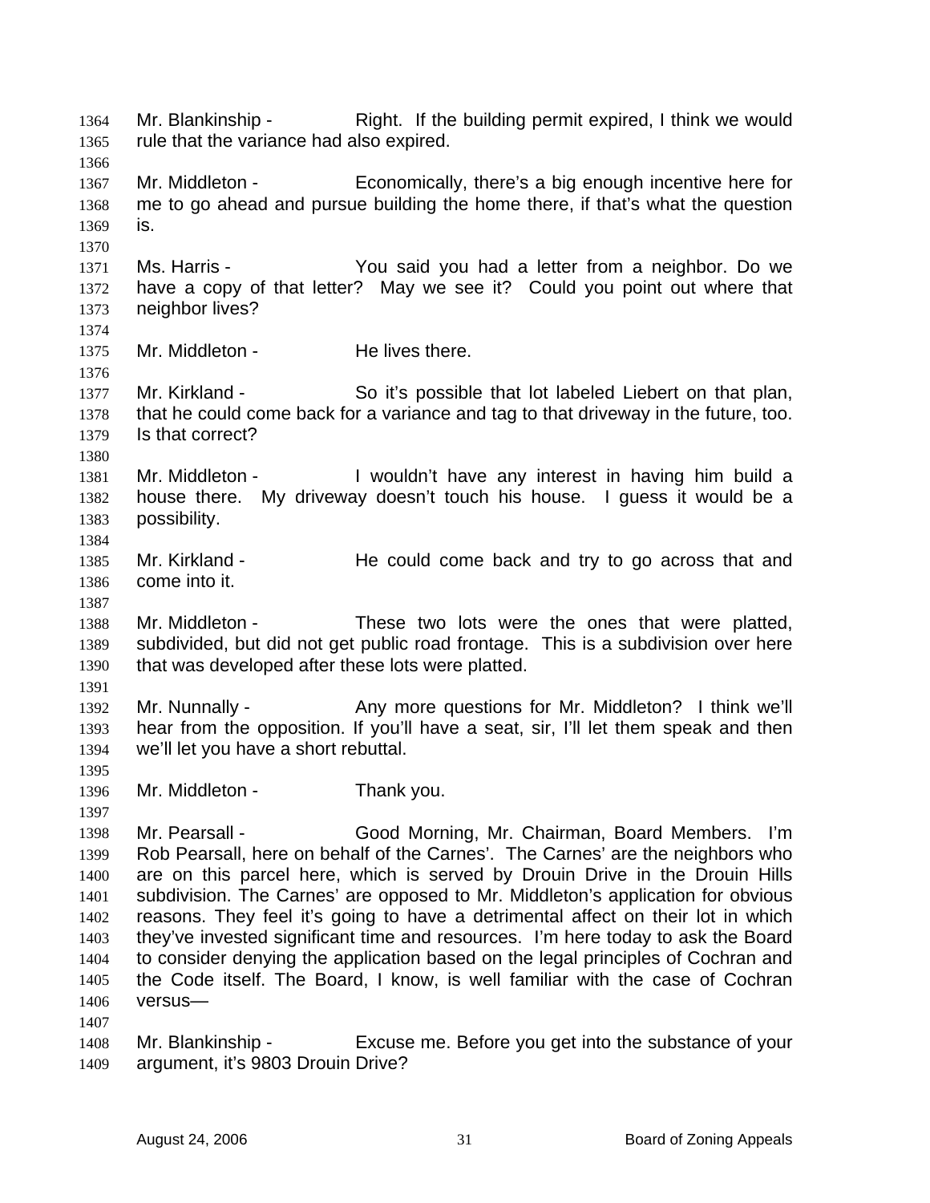Mr. Blankinship - Right. If the building permit expired, I think we would rule that the variance had also expired.

Mr. Middleton - Economically, there's a big enough incentive here for me to go ahead and pursue building the home there, if that's what the question is.

Ms. Harris - You said you had a letter from a neighbor. Do we have a copy of that letter? May we see it? Could you point out where that neighbor lives?

Mr. Middleton - He lives there.

Mr. Kirkland - So it's possible that lot labeled Liebert on that plan, that he could come back for a variance and tag to that driveway in the future, too. Is that correct?

Mr. Middleton - I wouldn't have any interest in having him build a house there. My driveway doesn't touch his house. I guess it would be a possibility.

Mr. Kirkland - He could come back and try to go across that and come into it.

Mr. Middleton - These two lots were the ones that were platted, subdivided, but did not get public road frontage. This is a subdivision over here that was developed after these lots were platted.

Mr. Nunnally - Any more questions for Mr. Middleton? I think we'll hear from the opposition. If you'll have a seat, sir, I'll let them speak and then we'll let you have a short rebuttal.

Mr. Middleton - Thank you.

Mr. Pearsall - Good Morning, Mr. Chairman, Board Members. I'm Rob Pearsall, here on behalf of the Carnes'. The Carnes' are the neighbors who are on this parcel here, which is served by Drouin Drive in the Drouin Hills subdivision. The Carnes' are opposed to Mr. Middleton's application for obvious reasons. They feel it's going to have a detrimental affect on their lot in which they've invested significant time and resources. I'm here today to ask the Board to consider denying the application based on the legal principles of Cochran and the Code itself. The Board, I know, is well familiar with the case of Cochran versus—

Mr. Blankinship - Excuse me. Before you get into the substance of your argument, it's 9803 Drouin Drive?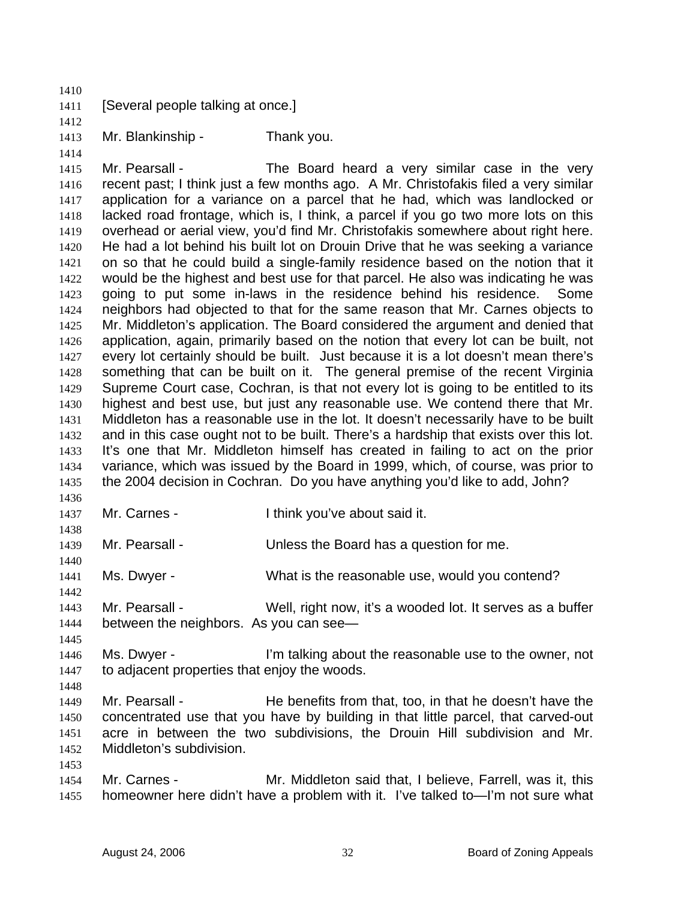[Several people talking at once.]

Mr. Blankinship - Thank you.

Mr. Pearsall - The Board heard a very similar case in the very recent past; I think just a few months ago. A Mr. Christofakis filed a very similar application for a variance on a parcel that he had, which was landlocked or lacked road frontage, which is, I think, a parcel if you go two more lots on this overhead or aerial view, you'd find Mr. Christofakis somewhere about right here. He had a lot behind his built lot on Drouin Drive that he was seeking a variance on so that he could build a single-family residence based on the notion that it would be the highest and best use for that parcel. He also was indicating he was going to put some in-laws in the residence behind his residence. Some neighbors had objected to that for the same reason that Mr. Carnes objects to Mr. Middleton's application. The Board considered the argument and denied that application, again, primarily based on the notion that every lot can be built, not every lot certainly should be built. Just because it is a lot doesn't mean there's something that can be built on it. The general premise of the recent Virginia Supreme Court case, Cochran, is that not every lot is going to be entitled to its highest and best use, but just any reasonable use. We contend there that Mr. Middleton has a reasonable use in the lot. It doesn't necessarily have to be built and in this case ought not to be built. There's a hardship that exists over this lot. It's one that Mr. Middleton himself has created in failing to act on the prior variance, which was issued by the Board in 1999, which, of course, was prior to the 2004 decision in Cochran. Do you have anything you'd like to add, John?

Mr. Carnes - I think you've about said it.

Mr. Pearsall - Unless the Board has a question for me.

Ms. Dwyer - What is the reasonable use, would you contend?

Mr. Pearsall - Well, right now, it's a wooded lot. It serves as a buffer between the neighbors. As you can see—

Ms. Dwyer - I'm talking about the reasonable use to the owner, not to adjacent properties that enjoy the woods.

Mr. Pearsall - He benefits from that, too, in that he doesn't have the concentrated use that you have by building in that little parcel, that carved-out acre in between the two subdivisions, the Drouin Hill subdivision and Mr. Middleton's subdivision.

Mr. Carnes - Mr. Middleton said that, I believe, Farrell, was it, this homeowner here didn't have a problem with it. I've talked to—I'm not sure what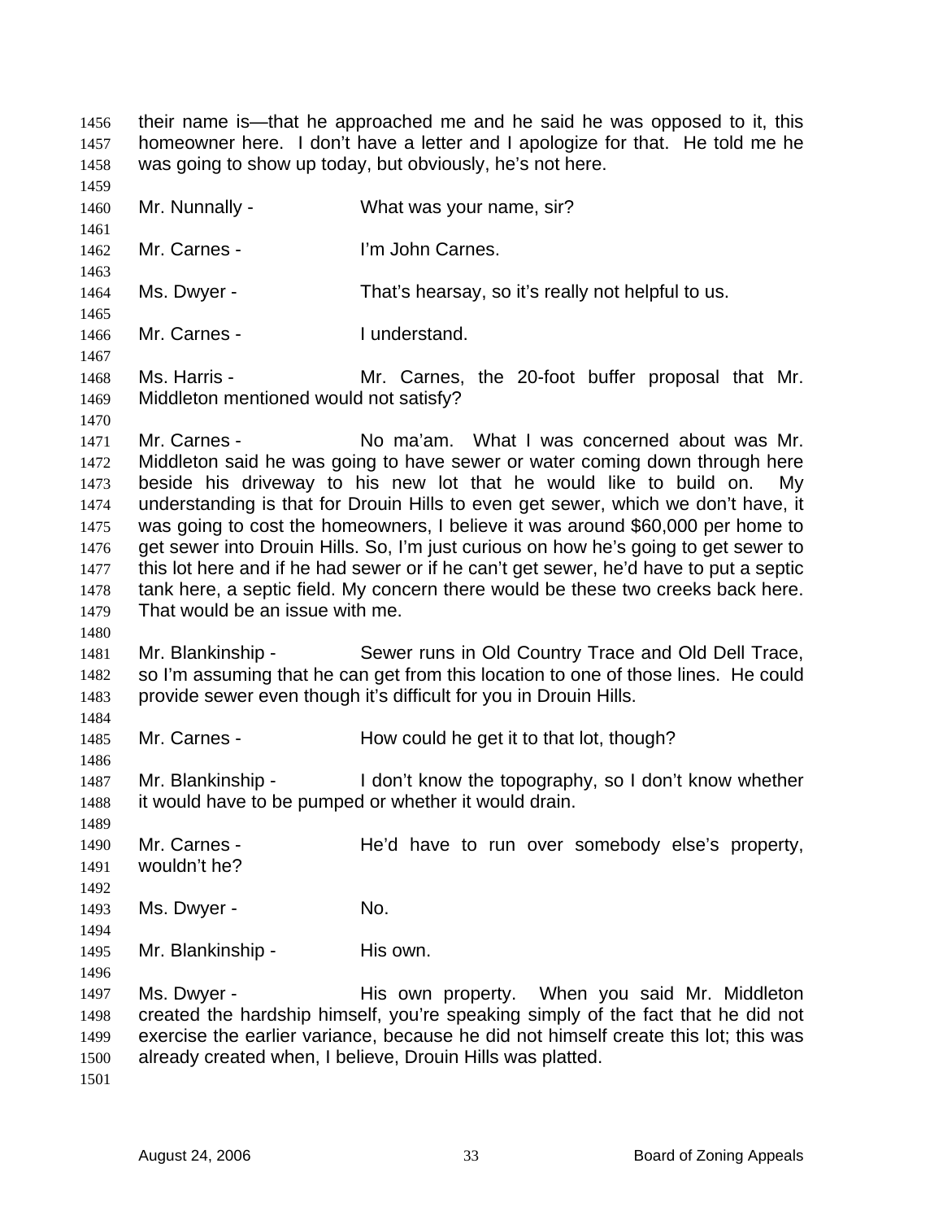their name is—that he approached me and he said he was opposed to it, this homeowner here. I don't have a letter and I apologize for that. He told me he was going to show up today, but obviously, he's not here.

Mr. Nunnally - What was your name, sir?

Mr. Carnes - I'm John Carnes.

Ms. Dwyer - That's hearsay, so it's really not helpful to us.

Mr. Carnes - I understand.

Ms. Harris - Mr. Carnes, the 20-foot buffer proposal that Mr. Middleton mentioned would not satisfy?

Mr. Carnes - No ma'am. What I was concerned about was Mr. Middleton said he was going to have sewer or water coming down through here beside his driveway to his new lot that he would like to build on. My understanding is that for Drouin Hills to even get sewer, which we don't have, it was going to cost the homeowners, I believe it was around $60,000 per home to get sewer into Drouin Hills. So, I'm just curious on how he's going to get sewer to this lot here and if he had sewer or if he can't get sewer, he'd have to put a septic tank here, a septic field. My concern there would be these two creeks back here. That would be an issue with me.

Mr. Blankinship - Sewer runs in Old Country Trace and Old Dell Trace, so I'm assuming that he can get from this location to one of those lines. He could provide sewer even though it's difficult for you in Drouin Hills.

Mr. Carnes - How could he get it to that lot, though?

Mr. Blankinship - I don't know the topography, so I don't know whether it would have to be pumped or whether it would drain.

Mr. Carnes - He'd have to run over somebody else's property, wouldn't he?

Ms. Dwyer - No.

Mr. Blankinship - His own.

Ms. Dwyer - His own property. When you said Mr. Middleton created the hardship himself, you're speaking simply of the fact that he did not exercise the earlier variance, because he did not himself create this lot; this was already created when, I believe, Drouin Hills was platted.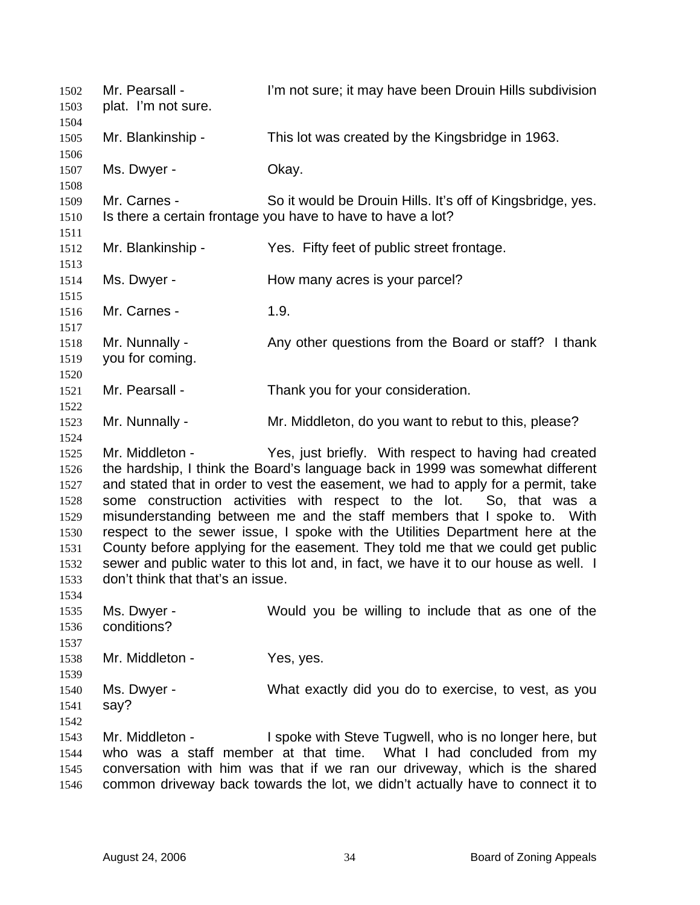Mr. Pearsall - I'm not sure; it may have been Drouin Hills subdivision plat. I'm not sure.

Mr. Blankinship - This lot was created by the Kingsbridge in 1963.

Ms. Dwyer - Okay.

Mr. Carnes - So it would be Drouin Hills. It's off of Kingsbridge, yes. Is there a certain frontage you have to have to have a lot?

Mr. Blankinship - Yes. Fifty feet of public street frontage.

Ms. Dwyer - How many acres is your parcel?

Mr. Carnes - 1.9.

Mr. Nunnally - Any other questions from the Board or staff? I thank you for coming.

Mr. Pearsall - Thank you for your consideration.

Mr. Nunnally - Mr. Middleton, do you want to rebut to this, please?

Mr. Middleton - Yes, just briefly. With respect to having had created the hardship, I think the Board's language back in 1999 was somewhat different and stated that in order to vest the easement, we had to apply for a permit, take some construction activities with respect to the lot. So, that was a misunderstanding between me and the staff members that I spoke to. With respect to the sewer issue, I spoke with the Utilities Department here at the County before applying for the easement. They told me that we could get public sewer and public water to this lot and, in fact, we have it to our house as well. I don't think that that's an issue.

Ms. Dwyer - Would you be willing to include that as one of the conditions?

Mr. Middleton - Yes, yes.

Ms. Dwyer - What exactly did you do to exercise, to vest, as you say?

Mr. Middleton - I spoke with Steve Tugwell, who is no longer here, but who was a staff member at that time. What I had concluded from my conversation with him was that if we ran our driveway, which is the shared common driveway back towards the lot, we didn't actually have to connect it to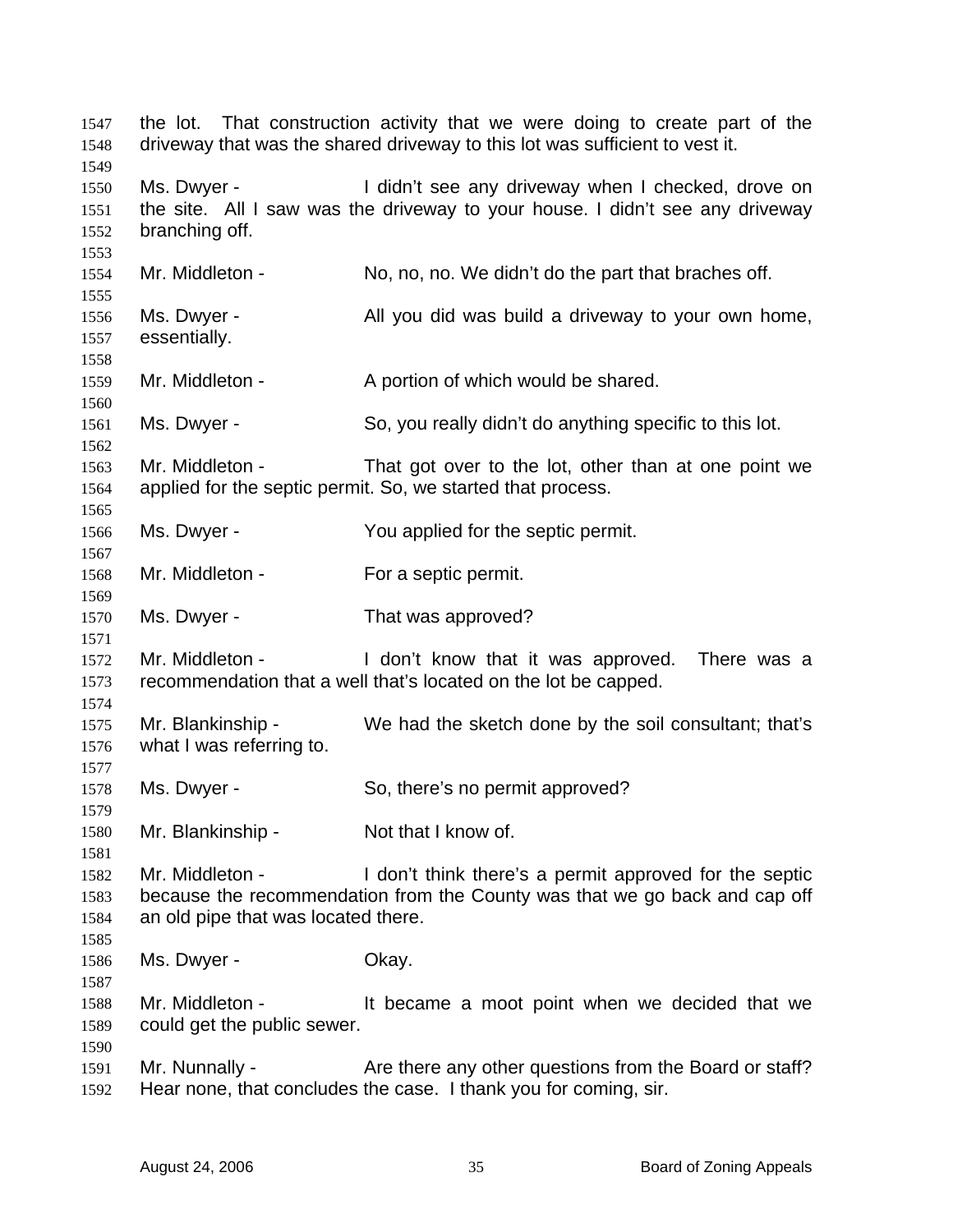the lot. That construction activity that we were doing to create part of the driveway that was the shared driveway to this lot was sufficient to vest it.

Ms. Dwyer - I didn't see any driveway when I checked, drove on the site. All I saw was the driveway to your house. I didn't see any driveway branching off.

Mr. Middleton - No, no, no. We didn't do the part that braches off.

Ms. Dwyer - All you did was build a driveway to your own home, essentially.

Mr. Middleton - A portion of which would be shared.

Ms. Dwyer - So, you really didn't do anything specific to this lot.

Mr. Middleton - That got over to the lot, other than at one point we applied for the septic permit. So, we started that process.

Ms. Dwyer - You applied for the septic permit.

Mr. Middleton - For a septic permit.

Ms. Dwyer - That was approved?

Mr. Middleton - I don't know that it was approved. There was a recommendation that a well that's located on the lot be capped.

Mr. Blankinship - We had the sketch done by the soil consultant; that's what I was referring to.

Ms. Dwyer - So, there's no permit approved?

Mr. Blankinship - Not that I know of.

Mr. Middleton - I don't think there's a permit approved for the septic because the recommendation from the County was that we go back and cap off an old pipe that was located there.

Ms. Dwyer - Okay.

Mr. Middleton - It became a moot point when we decided that we could get the public sewer.

Mr. Nunnally - Are there any other questions from the Board or staff? Hear none, that concludes the case. I thank you for coming, sir.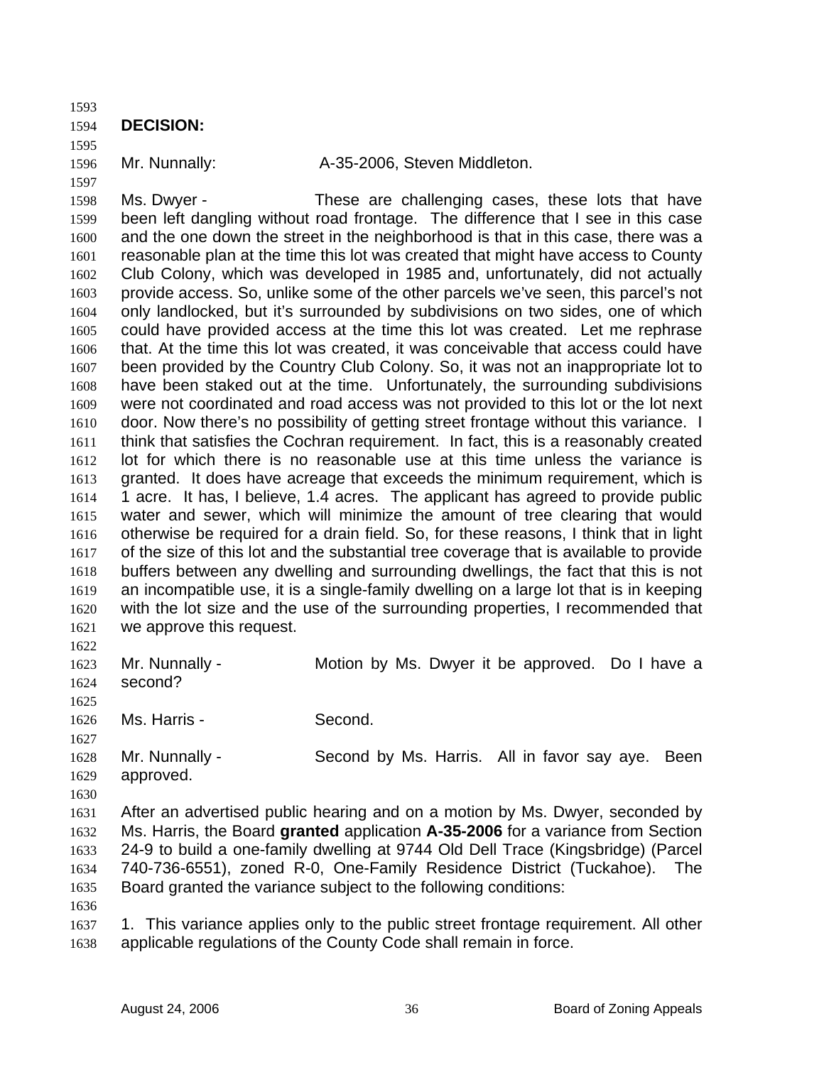**DECISION:**

Mr. Nunnally: A-35-2006, Steven Middleton.

Ms. Dwyer - These are challenging cases, these lots that have been left dangling without road frontage. The difference that I see in this case and the one down the street in the neighborhood is that in this case, there was a reasonable plan at the time this lot was created that might have access to County Club Colony, which was developed in 1985 and, unfortunately, did not actually provide access. So, unlike some of the other parcels we've seen, this parcel's not only landlocked, but it's surrounded by subdivisions on two sides, one of which could have provided access at the time this lot was created. Let me rephrase that. At the time this lot was created, it was conceivable that access could have been provided by the Country Club Colony. So, it was not an inappropriate lot to have been staked out at the time. Unfortunately, the surrounding subdivisions were not coordinated and road access was not provided to this lot or the lot next door. Now there's no possibility of getting street frontage without this variance. I think that satisfies the Cochran requirement. In fact, this is a reasonably created lot for which there is no reasonable use at this time unless the variance is granted. It does have acreage that exceeds the minimum requirement, which is 1 acre. It has, I believe, 1.4 acres. The applicant has agreed to provide public water and sewer, which will minimize the amount of tree clearing that would otherwise be required for a drain field. So, for these reasons, I think that in light of the size of this lot and the substantial tree coverage that is available to provide buffers between any dwelling and surrounding dwellings, the fact that this is not an incompatible use, it is a single-family dwelling on a large lot that is in keeping with the lot size and the use of the surrounding properties, I recommended that we approve this request.

Mr. Nunnally - Motion by Ms. Dwyer it be approved. Do I have a second?

Ms. Harris - Second.

Mr. Nunnally - Second by Ms. Harris. All in favor say aye. Been approved.

After an advertised public hearing and on a motion by Ms. Dwyer, seconded by Ms. Harris, the Board **granted** application **A-35-2006** for a variance from Section 24-9 to build a one-family dwelling at 9744 Old Dell Trace (Kingsbridge) (Parcel 740-736-6551), zoned R-0, One-Family Residence District (Tuckahoe). The Board granted the variance subject to the following conditions:

1. This variance applies only to the public street frontage requirement. All other applicable regulations of the County Code shall remain in force.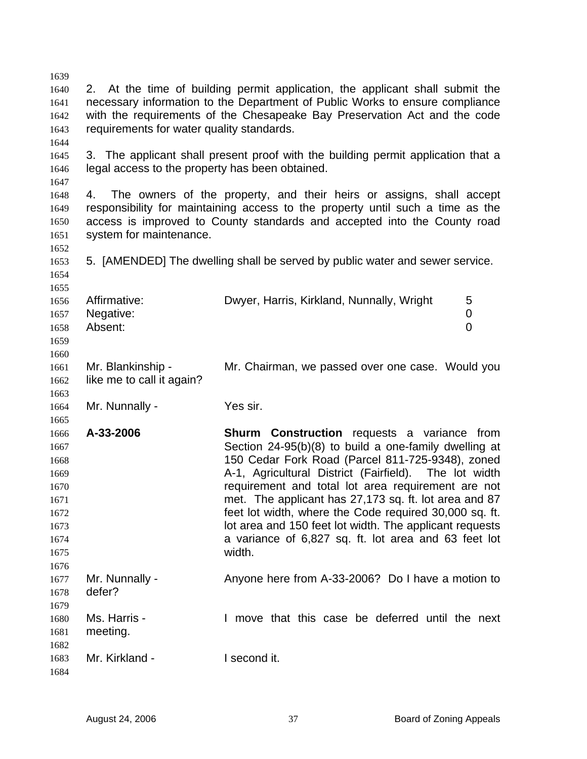2. At the time of building permit application, the applicant shall submit the necessary information to the Department of Public Works to ensure compliance with the requirements of the Chesapeake Bay Preservation Act and the code requirements for water quality standards.

3. The applicant shall present proof with the building permit application that a legal access to the property has been obtained.

4. The owners of the property, and their heirs or assigns, shall accept responsibility for maintaining access to the property until such a time as the access is improved to County standards and accepted into the County road system for maintenance.

5. [AMENDED] The dwelling shall be served by public water and sewer service.

| | | |
|---|---|---|
| Affirmative: | Dwyer, Harris, Kirkland, Nunnally, Wright | 5 |
| Negative: | | 0 |
| Absent: | | 0 |

Mr. Blankinship - Mr. Chairman, we passed over one case. Would you like me to call it again?

Mr. Nunnally - Yes sir.

**A-33-2006** **Shurm Construction** requests a variance from Section 24-95(b)(8) to build a one-family dwelling at 150 Cedar Fork Road (Parcel 811-725-9348), zoned A-1, Agricultural District (Fairfield). The lot width requirement and total lot area requirement are not met. The applicant has 27,173 sq. ft. lot area and 87 feet lot width, where the Code required 30,000 sq. ft. lot area and 150 feet lot width. The applicant requests a variance of 6,827 sq. ft. lot area and 63 feet lot width.

Mr. Nunnally - Anyone here from A-33-2006? Do I have a motion to defer?

Ms. Harris - I move that this case be deferred until the next meeting.

Mr. Kirkland - I second it.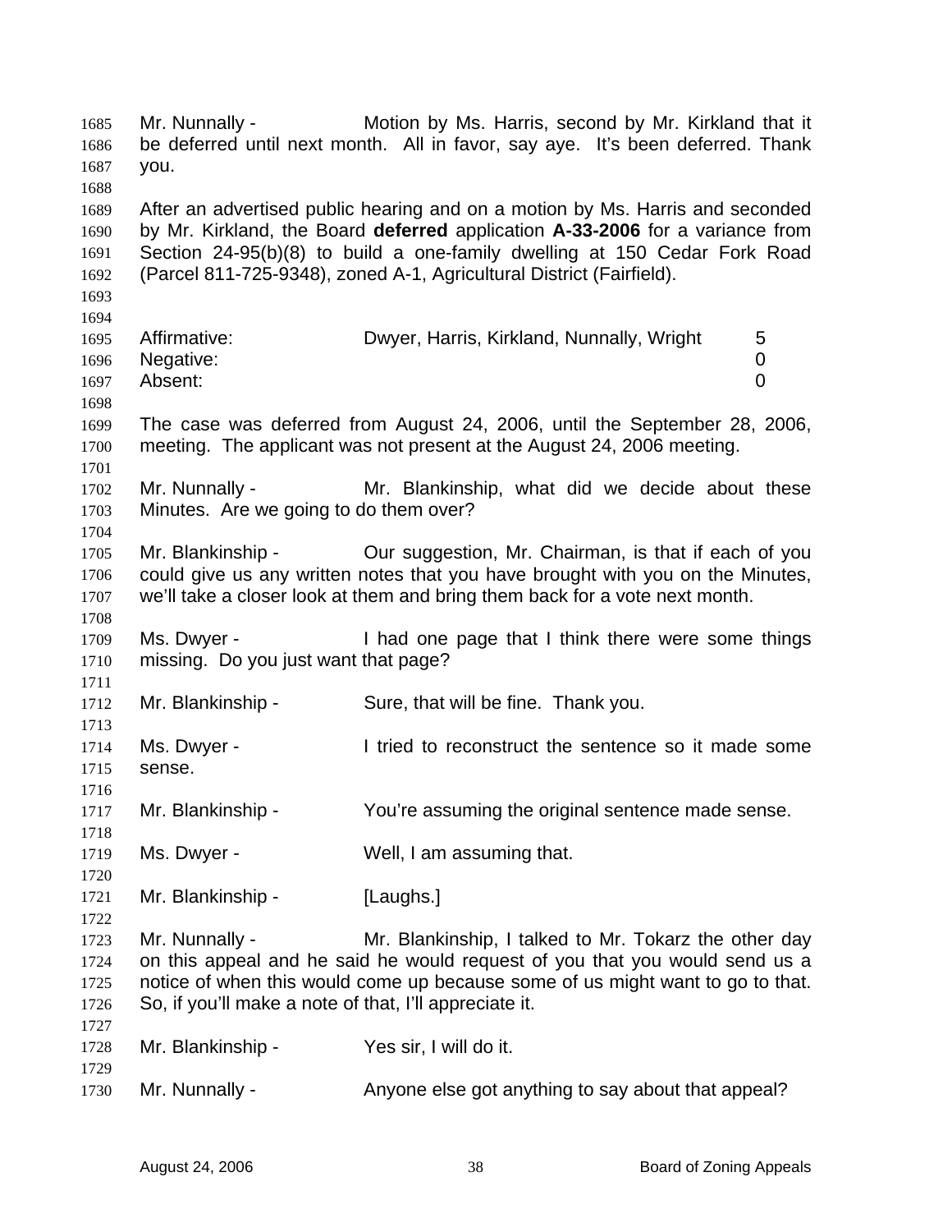Mr. Nunnally - Motion by Ms. Harris, second by Mr. Kirkland that it be deferred until next month. All in favor, say aye. It's been deferred. Thank you.

After an advertised public hearing and on a motion by Ms. Harris and seconded by Mr. Kirkland, the Board **deferred** application **A-33-2006** for a variance from Section 24-95(b)(8) to build a one-family dwelling at 150 Cedar Fork Road (Parcel 811-725-9348), zoned A-1, Agricultural District (Fairfield).

| | | |
|---|---|---|
| Affirmative: | Dwyer, Harris, Kirkland, Nunnally, Wright | 5 |
| Negative: | | 0 |
| Absent: | | 0 |

The case was deferred from August 24, 2006, until the September 28, 2006, meeting. The applicant was not present at the August 24, 2006 meeting.

Mr. Nunnally - Mr. Blankinship, what did we decide about these Minutes. Are we going to do them over?

Mr. Blankinship - Our suggestion, Mr. Chairman, is that if each of you could give us any written notes that you have brought with you on the Minutes, we'll take a closer look at them and bring them back for a vote next month.

Ms. Dwyer - I had one page that I think there were some things missing. Do you just want that page?

Mr. Blankinship - Sure, that will be fine. Thank you.

Ms. Dwyer - I tried to reconstruct the sentence so it made some sense.

Mr. Blankinship - You're assuming the original sentence made sense.

Ms. Dwyer - Well, I am assuming that.

Mr. Blankinship - [Laughs.]

Mr. Nunnally - Mr. Blankinship, I talked to Mr. Tokarz the other day on this appeal and he said he would request of you that you would send us a notice of when this would come up because some of us might want to go to that. So, if you'll make a note of that, I'll appreciate it.

Mr. Blankinship - Yes sir, I will do it.

Mr. Nunnally - Anyone else got anything to say about that appeal?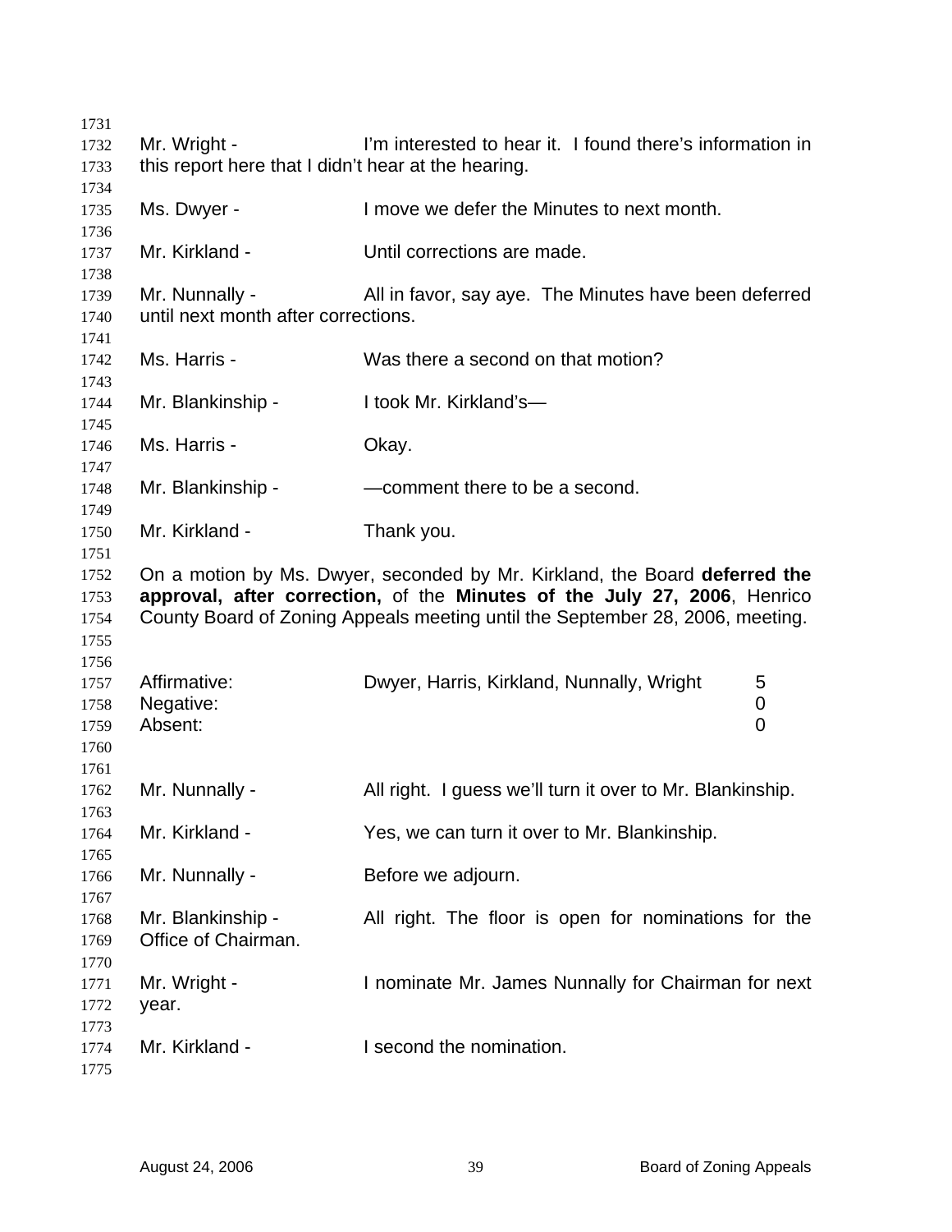Mr. Wright - I'm interested to hear it. I found there's information in this report here that I didn't hear at the hearing.

Ms. Dwyer - I move we defer the Minutes to next month.

Mr. Kirkland - Until corrections are made.

Mr. Nunnally - All in favor, say aye. The Minutes have been deferred until next month after corrections.

Ms. Harris - Was there a second on that motion?

Mr. Blankinship - I took Mr. Kirkland's—

Ms. Harris - Okay.

Mr. Blankinship - —comment there to be a second.

Mr. Kirkland - Thank you.

On a motion by Ms. Dwyer, seconded by Mr. Kirkland, the Board **deferred the approval, after correction,** of the **Minutes of the July 27, 2006**, Henrico County Board of Zoning Appeals meeting until the September 28, 2006, meeting.

| | | |
|---|---|---|
| Affirmative: | Dwyer, Harris, Kirkland, Nunnally, Wright | 5 |
| Negative: | | 0 |
| Absent: | | 0 |

Mr. Nunnally - All right. I guess we'll turn it over to Mr. Blankinship.

Mr. Kirkland - Yes, we can turn it over to Mr. Blankinship.

Mr. Nunnally - Before we adjourn.

Mr. Blankinship - All right. The floor is open for nominations for the Office of Chairman.

Mr. Wright - I nominate Mr. James Nunnally for Chairman for next year.

Mr. Kirkland - I second the nomination.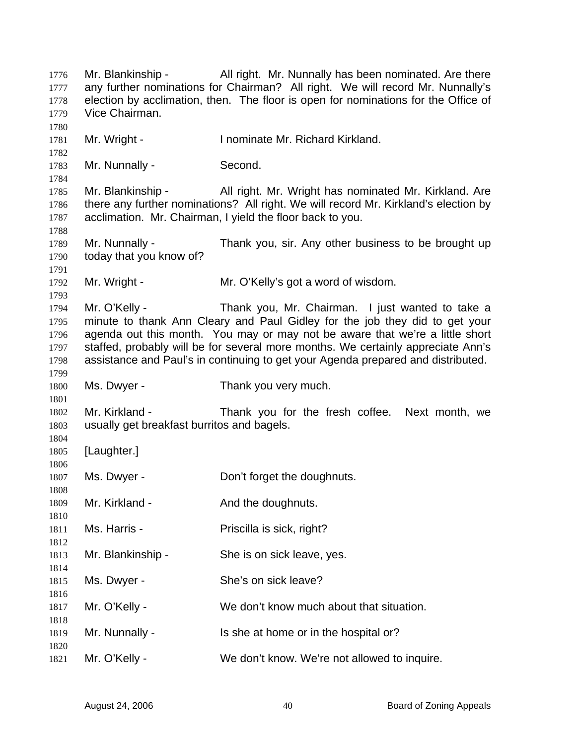Mr. Blankinship - All right. Mr. Nunnally has been nominated. Are there any further nominations for Chairman? All right. We will record Mr. Nunnally's election by acclimation, then. The floor is open for nominations for the Office of Vice Chairman.

Mr. Wright - I nominate Mr. Richard Kirkland.

Mr. Nunnally - Second.

Mr. Blankinship - All right. Mr. Wright has nominated Mr. Kirkland. Are there any further nominations? All right. We will record Mr. Kirkland's election by acclimation. Mr. Chairman, I yield the floor back to you.

Mr. Nunnally - Thank you, sir. Any other business to be brought up today that you know of?

Mr. Wright - Mr. O'Kelly's got a word of wisdom.

Mr. O'Kelly - Thank you, Mr. Chairman. I just wanted to take a minute to thank Ann Cleary and Paul Gidley for the job they did to get your agenda out this month. You may or may not be aware that we're a little short staffed, probably will be for several more months. We certainly appreciate Ann's assistance and Paul's in continuing to get your Agenda prepared and distributed.

Ms. Dwyer - Thank you very much.

Mr. Kirkland - Thank you for the fresh coffee. Next month, we usually get breakfast burritos and bagels.

[Laughter.]

Ms. Dwyer - Don't forget the doughnuts.

Mr. Kirkland - And the doughnuts.

Ms. Harris - Priscilla is sick, right?

Mr. Blankinship - She is on sick leave, yes.

Ms. Dwyer - She's on sick leave?

Mr. O'Kelly - We don't know much about that situation.

Mr. Nunnally - Is she at home or in the hospital or?

Mr. O'Kelly - We don't know. We're not allowed to inquire.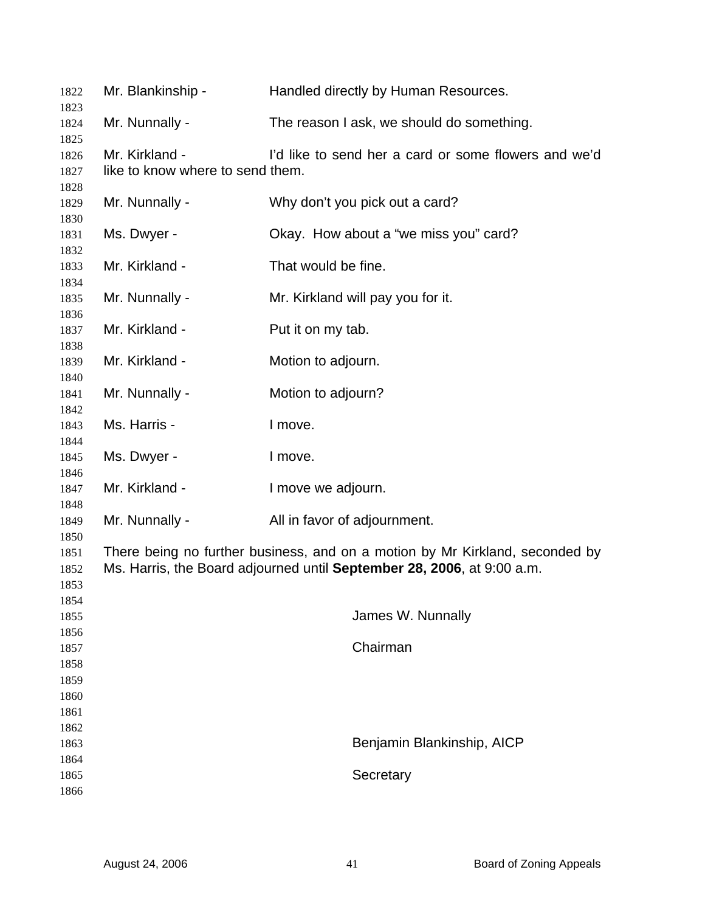Mr. Blankinship - Handled directly by Human Resources.

Mr. Nunnally - The reason I ask, we should do something.

Mr. Kirkland - I'd like to send her a card or some flowers and we'd like to know where to send them.

Mr. Nunnally - Why don't you pick out a card?

Ms. Dwyer - Okay. How about a "we miss you" card?

Mr. Kirkland - That would be fine.

Mr. Nunnally - Mr. Kirkland will pay you for it.

Mr. Kirkland - Put it on my tab.

Mr. Kirkland - Motion to adjourn.

Mr. Nunnally - Motion to adjourn?

Ms. Harris - I move.

Ms. Dwyer - I move.

Mr. Kirkland - I move we adjourn.

Mr. Nunnally - All in favor of adjournment.

There being no further business, and on a motion by Mr Kirkland, seconded by Ms. Harris, the Board adjourned until **September 28, 2006**, at 9:00 a.m.

James W. Nunnally

Chairman

Benjamin Blankinship, AICP

Secretary